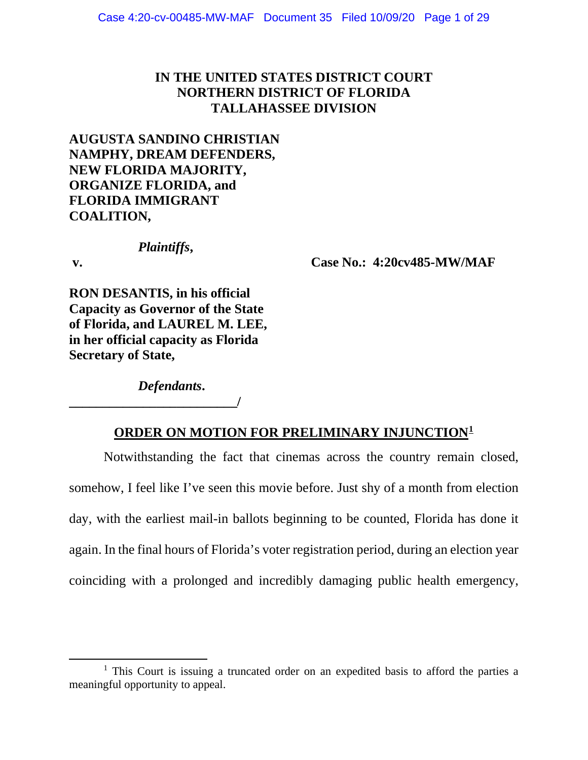**IN THE UNITED STATES DISTRICT COURT**
**NORTHERN DISTRICT OF FLORIDA**
**TALLAHASSEE DIVISION**

**AUGUSTA SANDINO CHRISTIAN NAMPHY, DREAM DEFENDERS, NEW FLORIDA MAJORITY, ORGANIZE FLORIDA, and FLORIDA IMMIGRANT COALITION,**

***Plaintiffs*,**

**v.** **Case No.: 4:20cv485-MW/MAF**

**RON DESANTIS, in his official Capacity as Governor of the State of Florida, and LAUREL M. LEE, in her official capacity as Florida Secretary of State,**

***Defendants*.**
**_________________________/**

## ORDER ON MOTION FOR PRELIMINARY INJUNCTION[1]

Notwithstanding the fact that cinemas across the country remain closed, somehow, I feel like I've seen this movie before. Just shy of a month from election day, with the earliest mail-in ballots beginning to be counted, Florida has done it again. In the final hours of Florida's voter registration period, during an election year coinciding with a prolonged and incredibly damaging public health emergency,

[1] This Court is issuing a truncated order on an expedited basis to afford the parties a meaningful opportunity to appeal.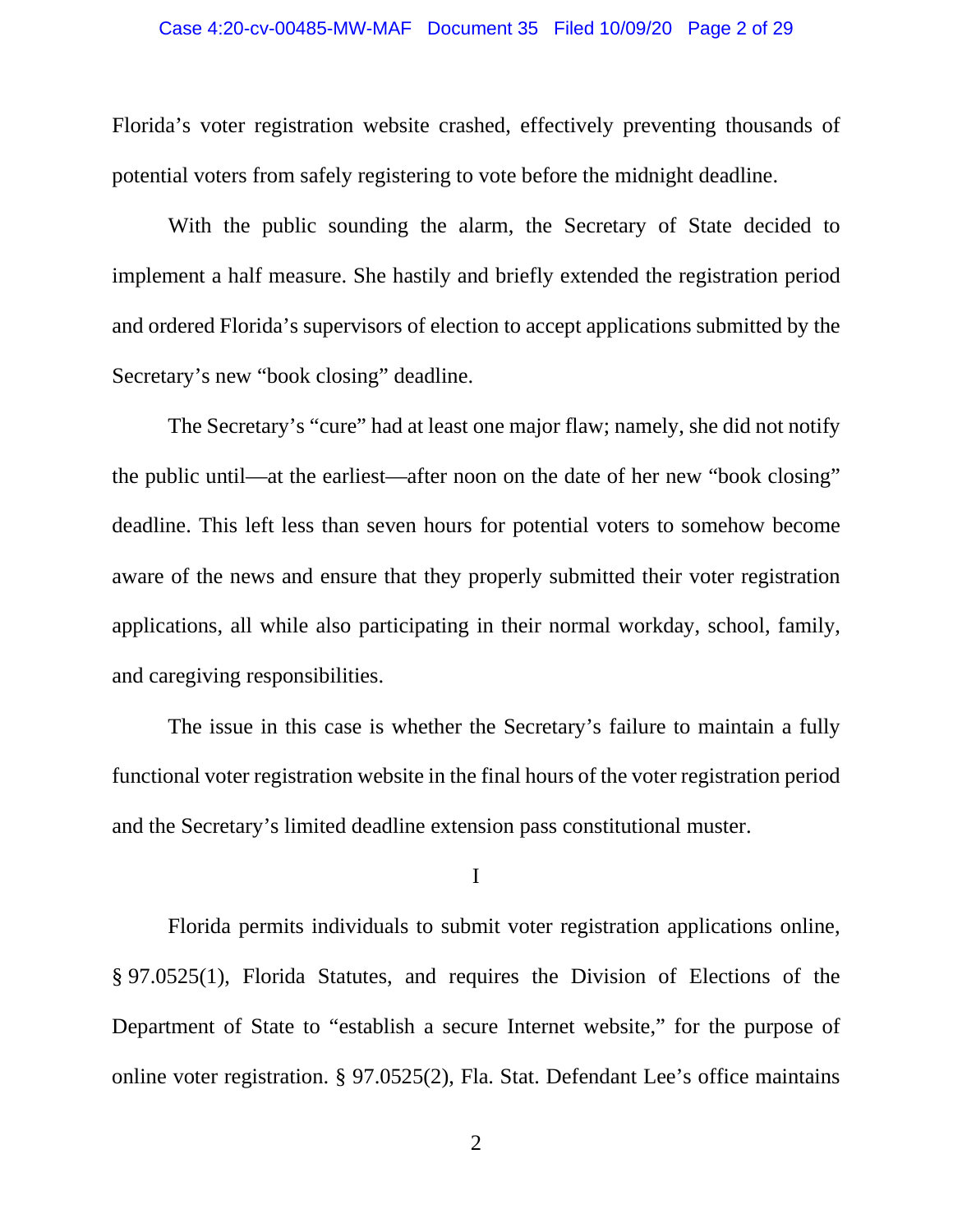Florida's voter registration website crashed, effectively preventing thousands of potential voters from safely registering to vote before the midnight deadline.

With the public sounding the alarm, the Secretary of State decided to implement a half measure. She hastily and briefly extended the registration period and ordered Florida's supervisors of election to accept applications submitted by the Secretary's new "book closing" deadline.

The Secretary's "cure" had at least one major flaw; namely, she did not notify the public until—at the earliest—after noon on the date of her new "book closing" deadline. This left less than seven hours for potential voters to somehow become aware of the news and ensure that they properly submitted their voter registration applications, all while also participating in their normal workday, school, family, and caregiving responsibilities.

The issue in this case is whether the Secretary's failure to maintain a fully functional voter registration website in the final hours of the voter registration period and the Secretary's limited deadline extension pass constitutional muster.

## I

Florida permits individuals to submit voter registration applications online, § 97.0525(1), Florida Statutes, and requires the Division of Elections of the Department of State to "establish a secure Internet website," for the purpose of online voter registration. § 97.0525(2), Fla. Stat. Defendant Lee's office maintains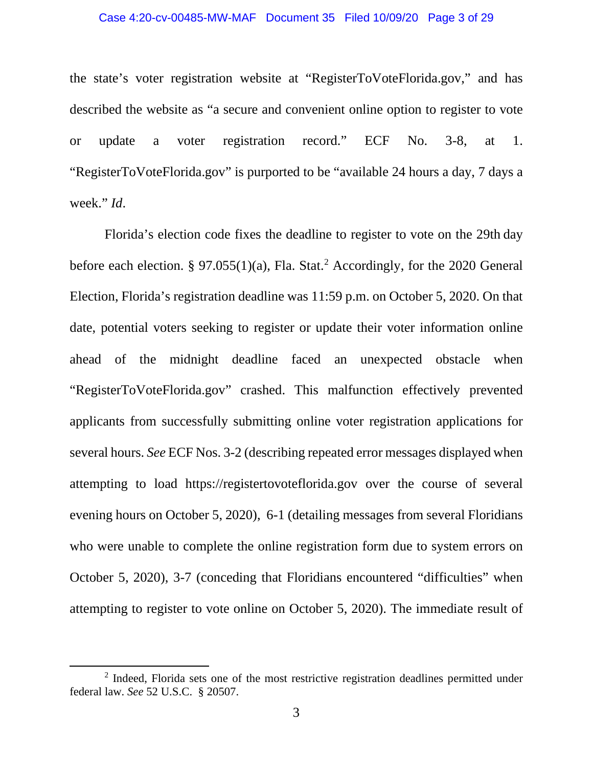the state's voter registration website at "RegisterToVoteFlorida.gov," and has described the website as "a secure and convenient online option to register to vote or update a voter registration record." ECF No. 3-8, at 1. "RegisterToVoteFlorida.gov" is purported to be "available 24 hours a day, 7 days a week." *Id.*

Florida's election code fixes the deadline to register to vote on the 29th day before each election. § 97.055(1)(a), Fla. Stat.[2] Accordingly, for the 2020 General Election, Florida's registration deadline was 11:59 p.m. on October 5, 2020. On that date, potential voters seeking to register or update their voter information online ahead of the midnight deadline faced an unexpected obstacle when "RegisterToVoteFlorida.gov" crashed. This malfunction effectively prevented applicants from successfully submitting online voter registration applications for several hours. *See* ECF Nos. 3-2 (describing repeated error messages displayed when attempting to load https://registertovoteflorida.gov over the course of several evening hours on October 5, 2020), 6-1 (detailing messages from several Floridians who were unable to complete the online registration form due to system errors on October 5, 2020), 3-7 (conceding that Floridians encountered "difficulties" when attempting to register to vote online on October 5, 2020). The immediate result of

---

[2] Indeed, Florida sets one of the most restrictive registration deadlines permitted under federal law. *See* 52 U.S.C. § 20507.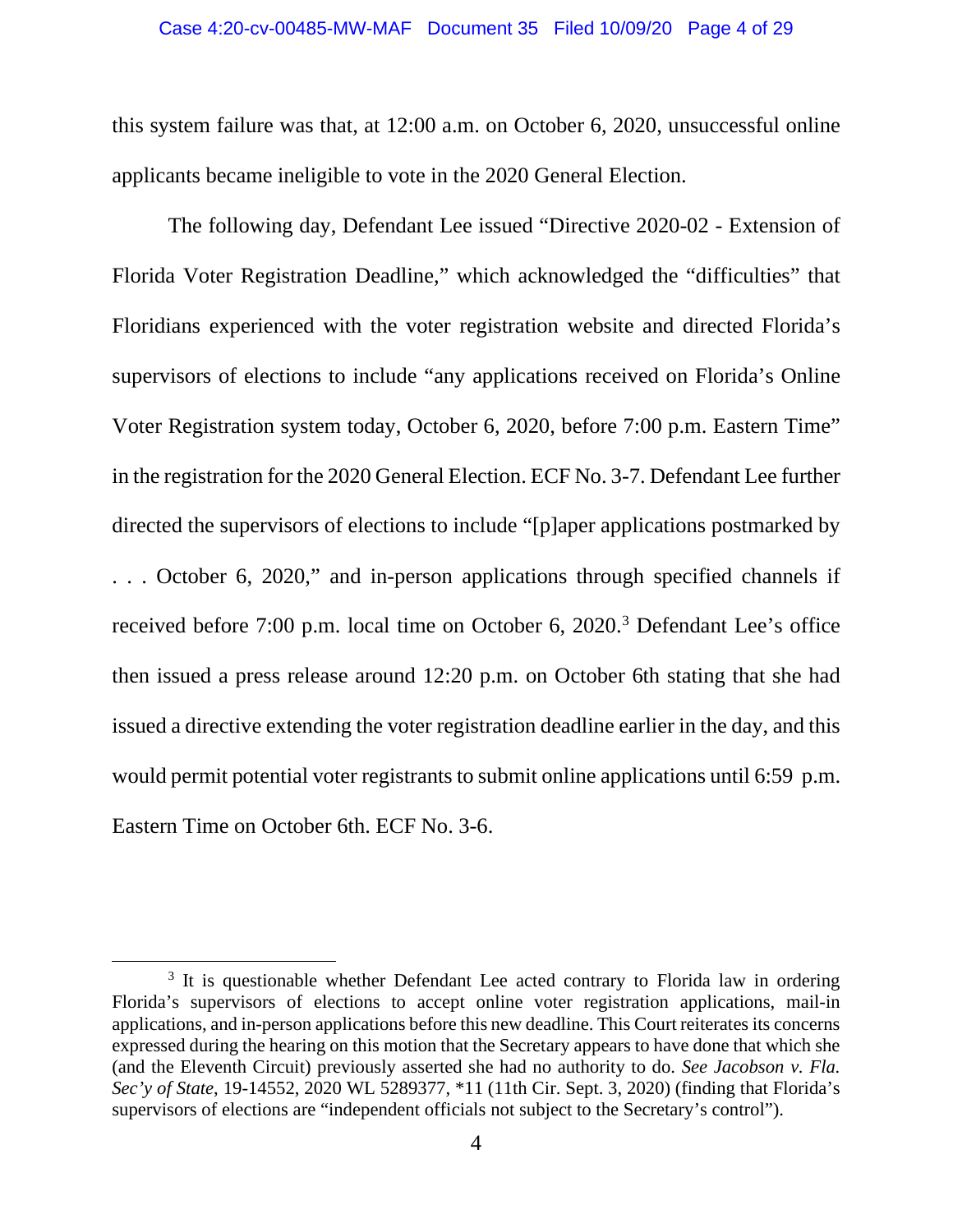this system failure was that, at 12:00 a.m. on October 6, 2020, unsuccessful online applicants became ineligible to vote in the 2020 General Election.

The following day, Defendant Lee issued "Directive 2020-02 - Extension of Florida Voter Registration Deadline," which acknowledged the "difficulties" that Floridians experienced with the voter registration website and directed Florida's supervisors of elections to include "any applications received on Florida's Online Voter Registration system today, October 6, 2020, before 7:00 p.m. Eastern Time" in the registration for the 2020 General Election. ECF No. 3-7. Defendant Lee further directed the supervisors of elections to include "[p]aper applications postmarked by . . . October 6, 2020," and in-person applications through specified channels if received before 7:00 p.m. local time on October 6, 2020.[3] Defendant Lee's office then issued a press release around 12:20 p.m. on October 6th stating that she had issued a directive extending the voter registration deadline earlier in the day, and this would permit potential voter registrants to submit online applications until 6:59 p.m. Eastern Time on October 6th. ECF No. 3-6.

[3] It is questionable whether Defendant Lee acted contrary to Florida law in ordering Florida's supervisors of elections to accept online voter registration applications, mail-in applications, and in-person applications before this new deadline. This Court reiterates its concerns expressed during the hearing on this motion that the Secretary appears to have done that which she (and the Eleventh Circuit) previously asserted she had no authority to do. *See Jacobson v. Fla. Sec'y of State*, 19-14552, 2020 WL 5289377, *11 (11th Cir. Sept. 3, 2020) (finding that Florida's supervisors of elections are "independent officials not subject to the Secretary's control").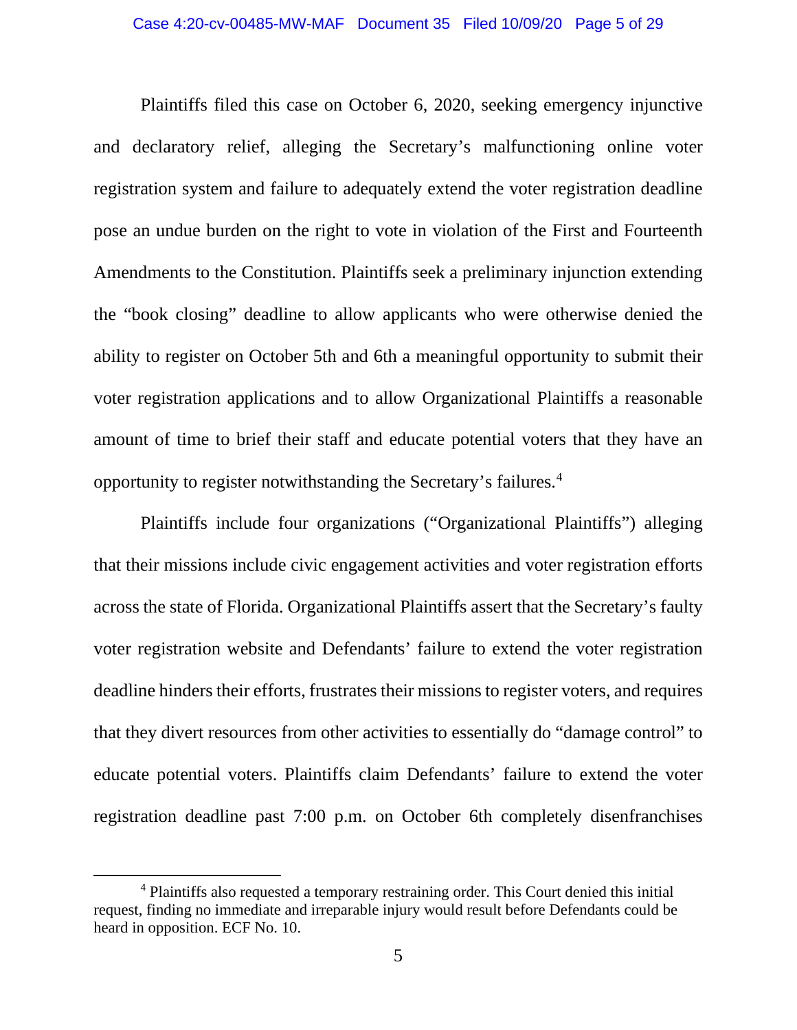Plaintiffs filed this case on October 6, 2020, seeking emergency injunctive and declaratory relief, alleging the Secretary's malfunctioning online voter registration system and failure to adequately extend the voter registration deadline pose an undue burden on the right to vote in violation of the First and Fourteenth Amendments to the Constitution. Plaintiffs seek a preliminary injunction extending the "book closing" deadline to allow applicants who were otherwise denied the ability to register on October 5th and 6th a meaningful opportunity to submit their voter registration applications and to allow Organizational Plaintiffs a reasonable amount of time to brief their staff and educate potential voters that they have an opportunity to register notwithstanding the Secretary's failures.[4]

Plaintiffs include four organizations ("Organizational Plaintiffs") alleging that their missions include civic engagement activities and voter registration efforts across the state of Florida. Organizational Plaintiffs assert that the Secretary's faulty voter registration website and Defendants' failure to extend the voter registration deadline hinders their efforts, frustrates their missions to register voters, and requires that they divert resources from other activities to essentially do "damage control" to educate potential voters. Plaintiffs claim Defendants' failure to extend the voter registration deadline past 7:00 p.m. on October 6th completely disenfranchises

[4] Plaintiffs also requested a temporary restraining order. This Court denied this initial request, finding no immediate and irreparable injury would result before Defendants could be heard in opposition. ECF No. 10.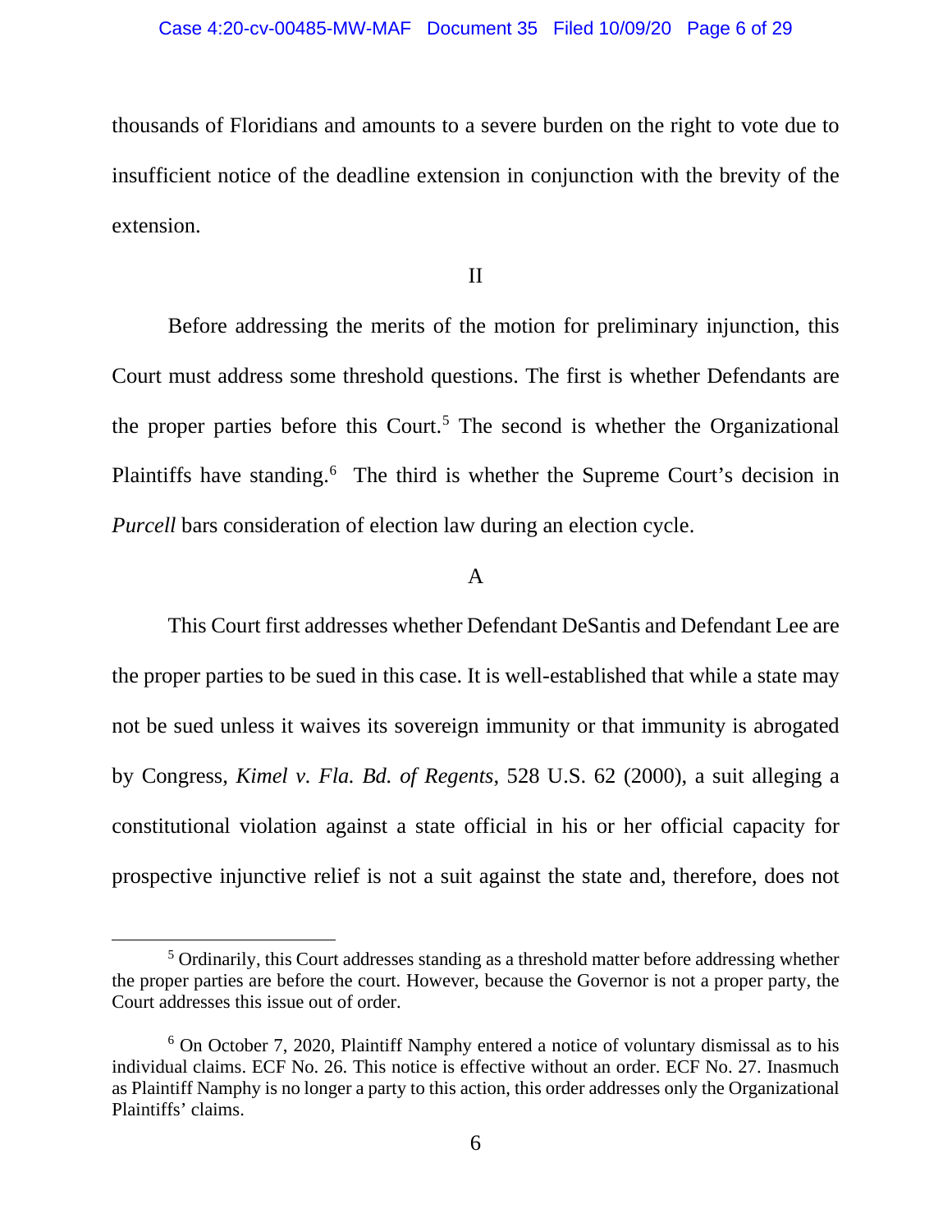thousands of Floridians and amounts to a severe burden on the right to vote due to insufficient notice of the deadline extension in conjunction with the brevity of the extension.

## II

Before addressing the merits of the motion for preliminary injunction, this Court must address some threshold questions. The first is whether Defendants are the proper parties before this Court.[5] The second is whether the Organizational Plaintiffs have standing.[6] The third is whether the Supreme Court's decision in *Purcell* bars consideration of election law during an election cycle.

### A

This Court first addresses whether Defendant DeSantis and Defendant Lee are the proper parties to be sued in this case. It is well-established that while a state may not be sued unless it waives its sovereign immunity or that immunity is abrogated by Congress, *Kimel v. Fla. Bd. of Regents*, 528 U.S. 62 (2000), a suit alleging a constitutional violation against a state official in his or her official capacity for prospective injunctive relief is not a suit against the state and, therefore, does not

---

[5] Ordinarily, this Court addresses standing as a threshold matter before addressing whether the proper parties are before the court. However, because the Governor is not a proper party, the Court addresses this issue out of order.

[6] On October 7, 2020, Plaintiff Namphy entered a notice of voluntary dismissal as to his individual claims. ECF No. 26. This notice is effective without an order. ECF No. 27. Inasmuch as Plaintiff Namphy is no longer a party to this action, this order addresses only the Organizational Plaintiffs' claims.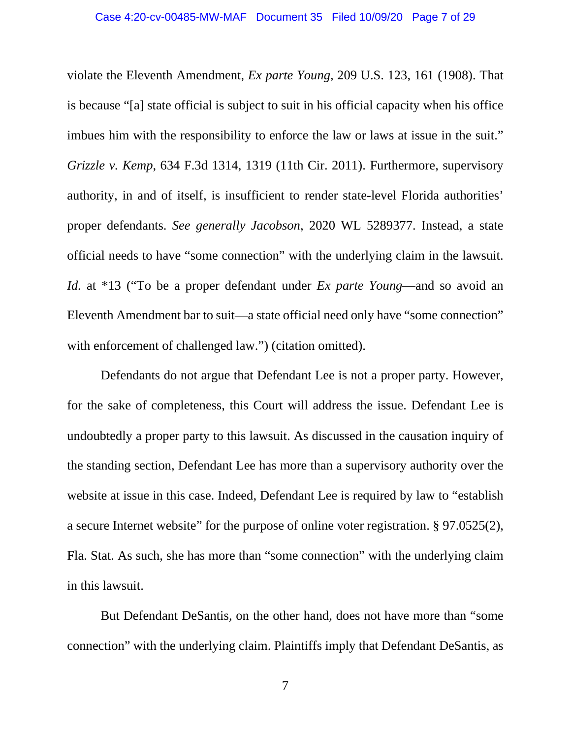violate the Eleventh Amendment, *Ex parte Young*, 209 U.S. 123, 161 (1908). That is because "[a] state official is subject to suit in his official capacity when his office imbues him with the responsibility to enforce the law or laws at issue in the suit." *Grizzle v. Kemp*, 634 F.3d 1314, 1319 (11th Cir. 2011). Furthermore, supervisory authority, in and of itself, is insufficient to render state-level Florida authorities' proper defendants. *See generally Jacobson*, 2020 WL 5289377. Instead, a state official needs to have "some connection" with the underlying claim in the lawsuit. *Id.* at *13 ("To be a proper defendant under *Ex parte Young*—and so avoid an Eleventh Amendment bar to suit—a state official need only have "some connection" with enforcement of challenged law.") (citation omitted).

Defendants do not argue that Defendant Lee is not a proper party. However, for the sake of completeness, this Court will address the issue. Defendant Lee is undoubtedly a proper party to this lawsuit. As discussed in the causation inquiry of the standing section, Defendant Lee has more than a supervisory authority over the website at issue in this case. Indeed, Defendant Lee is required by law to "establish a secure Internet website" for the purpose of online voter registration. § 97.0525(2), Fla. Stat. As such, she has more than "some connection" with the underlying claim in this lawsuit.

But Defendant DeSantis, on the other hand, does not have more than "some connection" with the underlying claim. Plaintiffs imply that Defendant DeSantis, as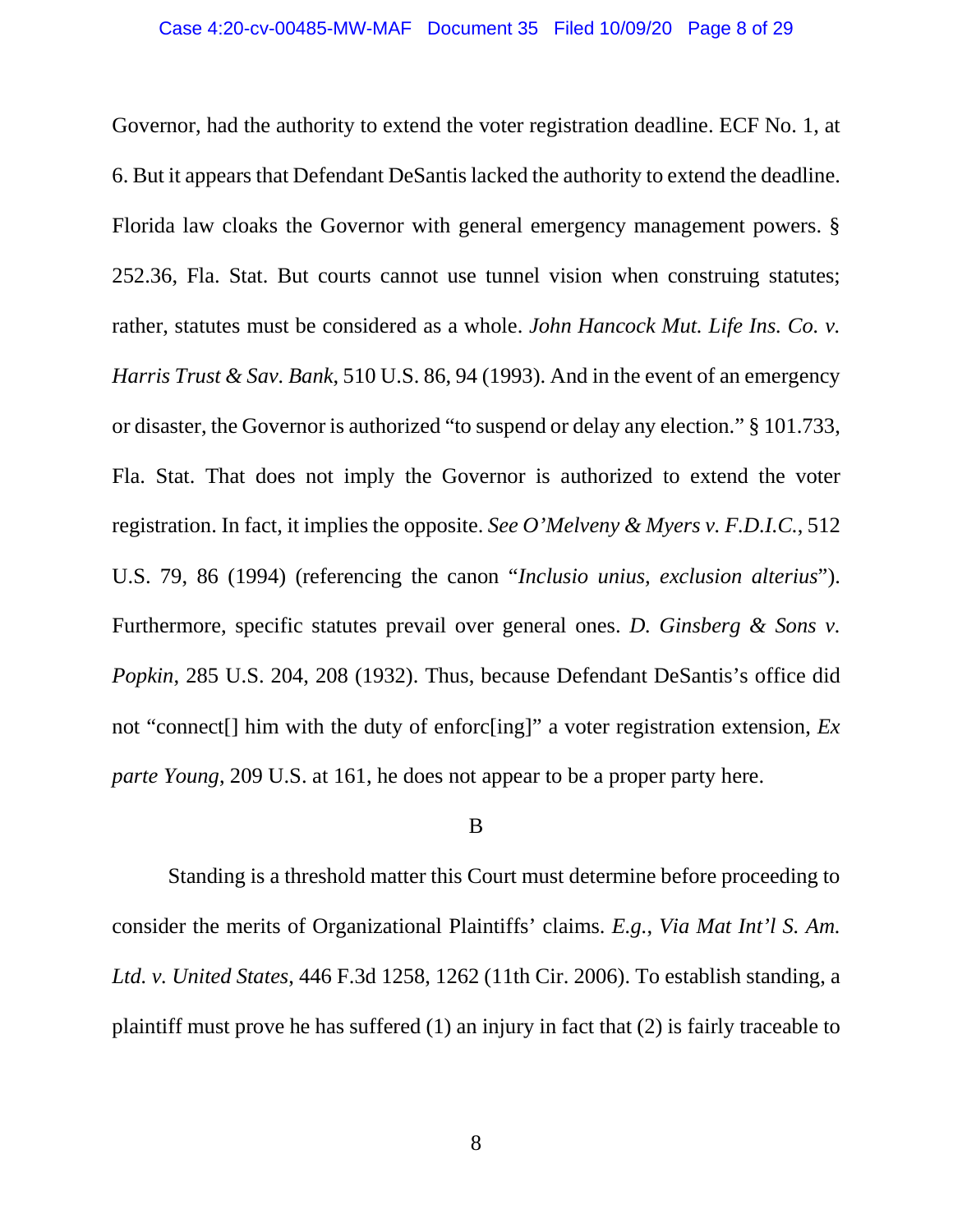Governor, had the authority to extend the voter registration deadline. ECF No. 1, at 6. But it appears that Defendant DeSantis lacked the authority to extend the deadline. Florida law cloaks the Governor with general emergency management powers. § 252.36, Fla. Stat. But courts cannot use tunnel vision when construing statutes; rather, statutes must be considered as a whole. *John Hancock Mut. Life Ins. Co. v. Harris Trust & Sav. Bank*, 510 U.S. 86, 94 (1993). And in the event of an emergency or disaster, the Governor is authorized "to suspend or delay any election." § 101.733, Fla. Stat. That does not imply the Governor is authorized to extend the voter registration. In fact, it implies the opposite. *See O'Melveny & Myers v. F.D.I.C.*, 512 U.S. 79, 86 (1994) (referencing the canon "*Inclusio unius*, *exclusion alterius*"). Furthermore, specific statutes prevail over general ones. *D. Ginsberg & Sons v. Popkin*, 285 U.S. 204, 208 (1932). Thus, because Defendant DeSantis's office did not "connect[] him with the duty of enforc[ing]" a voter registration extension, *Ex parte Young*, 209 U.S. at 161, he does not appear to be a proper party here.

B

Standing is a threshold matter this Court must determine before proceeding to consider the merits of Organizational Plaintiffs' claims. *E.g.*, *Via Mat Int'l S. Am. Ltd. v. United States*, 446 F.3d 1258, 1262 (11th Cir. 2006). To establish standing, a plaintiff must prove he has suffered (1) an injury in fact that (2) is fairly traceable to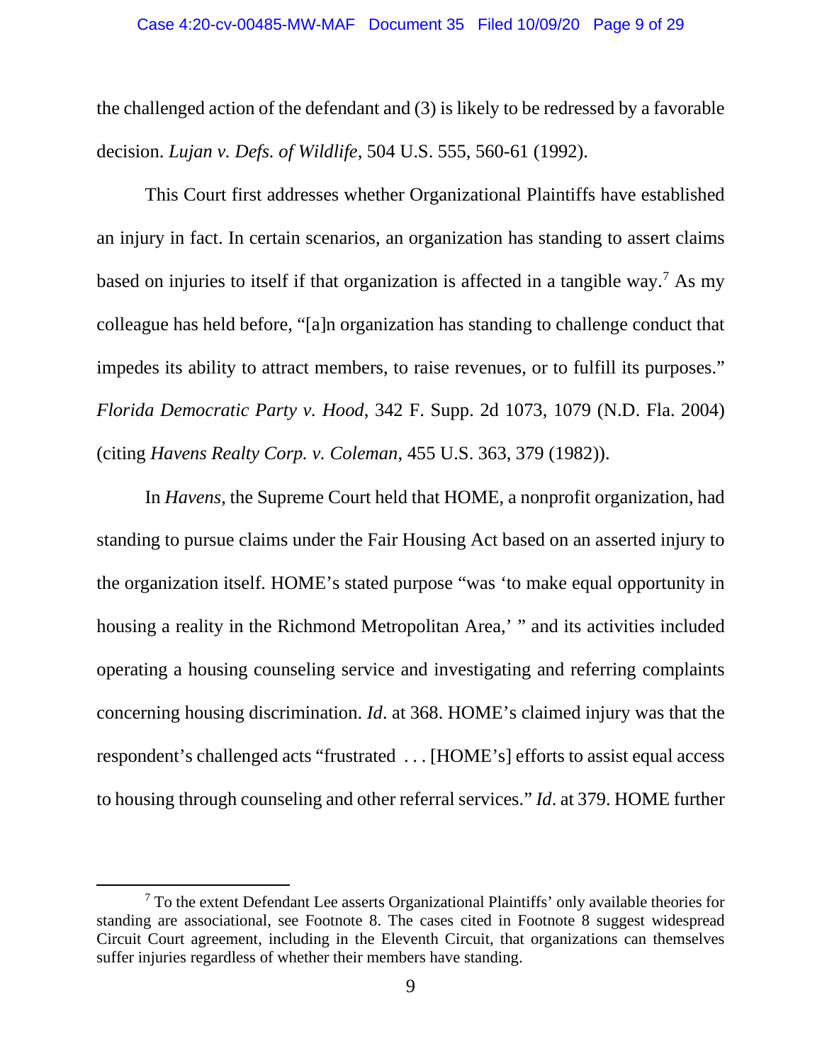the challenged action of the defendant and (3) is likely to be redressed by a favorable decision. *Lujan v. Defs. of Wildlife*, 504 U.S. 555, 560-61 (1992).

This Court first addresses whether Organizational Plaintiffs have established an injury in fact. In certain scenarios, an organization has standing to assert claims based on injuries to itself if that organization is affected in a tangible way.[7] As my colleague has held before, "[a]n organization has standing to challenge conduct that impedes its ability to attract members, to raise revenues, or to fulfill its purposes." *Florida Democratic Party v. Hood*, 342 F. Supp. 2d 1073, 1079 (N.D. Fla. 2004) (citing *Havens Realty Corp. v. Coleman*, 455 U.S. 363, 379 (1982)).

In *Havens*, the Supreme Court held that HOME, a nonprofit organization, had standing to pursue claims under the Fair Housing Act based on an asserted injury to the organization itself. HOME's stated purpose "was 'to make equal opportunity in housing a reality in the Richmond Metropolitan Area,' " and its activities included operating a housing counseling service and investigating and referring complaints concerning housing discrimination. *Id*. at 368. HOME's claimed injury was that the respondent's challenged acts "frustrated . . . [HOME's] efforts to assist equal access to housing through counseling and other referral services." *Id*. at 379. HOME further

[7] To the extent Defendant Lee asserts Organizational Plaintiffs' only available theories for standing are associational, see Footnote 8. The cases cited in Footnote 8 suggest widespread Circuit Court agreement, including in the Eleventh Circuit, that organizations can themselves suffer injuries regardless of whether their members have standing.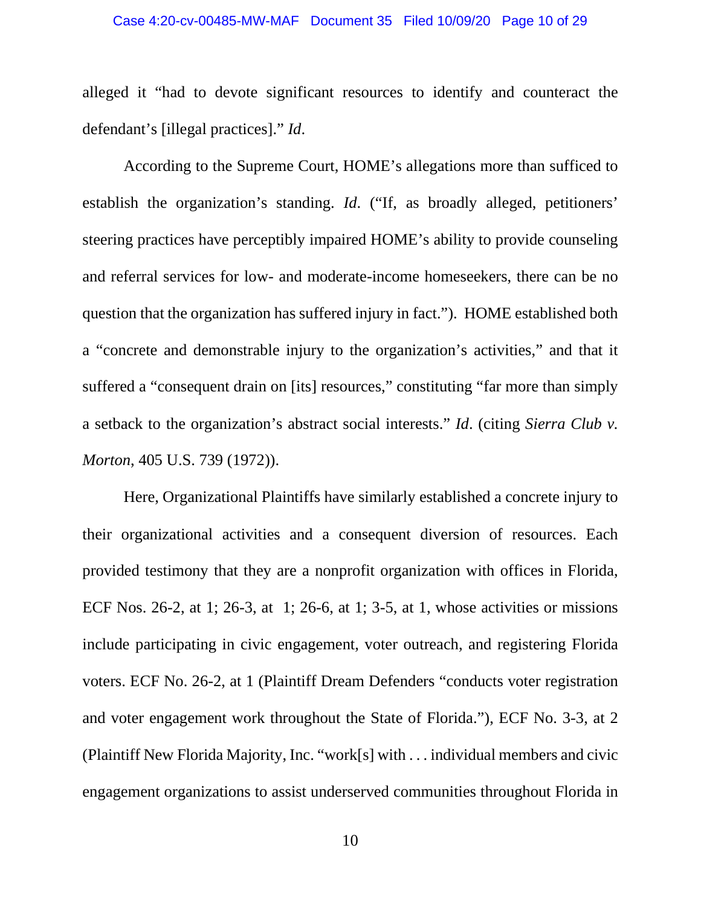alleged it "had to devote significant resources to identify and counteract the defendant's [illegal practices]." *Id*.

According to the Supreme Court, HOME's allegations more than sufficed to establish the organization's standing. *Id*. ("If, as broadly alleged, petitioners' steering practices have perceptibly impaired HOME's ability to provide counseling and referral services for low- and moderate-income homeseekers, there can be no question that the organization has suffered injury in fact."). HOME established both a "concrete and demonstrable injury to the organization's activities," and that it suffered a "consequent drain on [its] resources," constituting "far more than simply a setback to the organization's abstract social interests." *Id*. (citing *Sierra Club v. Morton*, 405 U.S. 739 (1972)).

Here, Organizational Plaintiffs have similarly established a concrete injury to their organizational activities and a consequent diversion of resources. Each provided testimony that they are a nonprofit organization with offices in Florida, ECF Nos. 26-2, at 1; 26-3, at 1; 26-6, at 1; 3-5, at 1, whose activities or missions include participating in civic engagement, voter outreach, and registering Florida voters. ECF No. 26-2, at 1 (Plaintiff Dream Defenders "conducts voter registration and voter engagement work throughout the State of Florida."), ECF No. 3-3, at 2 (Plaintiff New Florida Majority, Inc. "work[s] with . . . individual members and civic engagement organizations to assist underserved communities throughout Florida in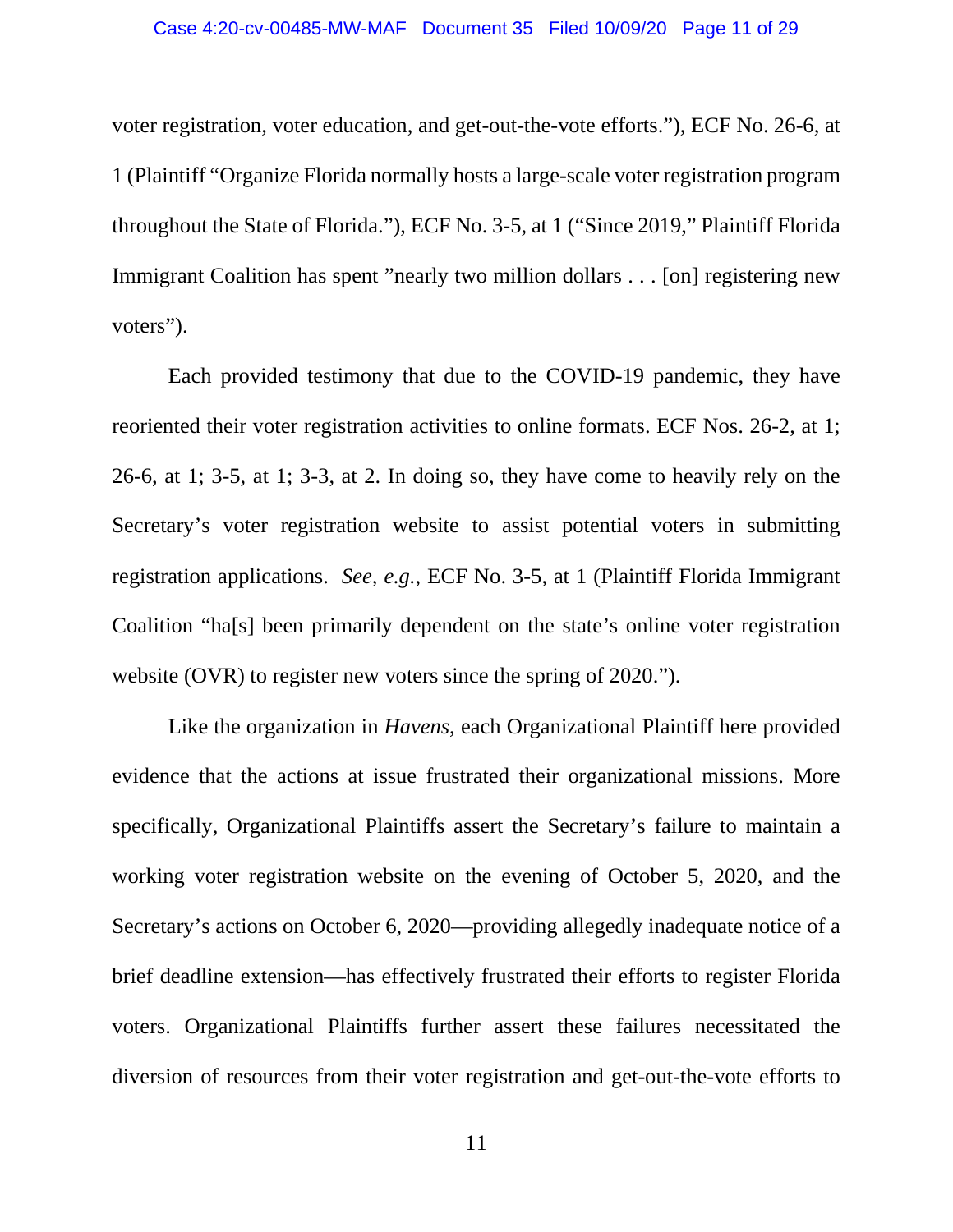voter registration, voter education, and get-out-the-vote efforts."), ECF No. 26-6, at 1 (Plaintiff "Organize Florida normally hosts a large-scale voter registration program throughout the State of Florida."), ECF No. 3-5, at 1 ("Since 2019," Plaintiff Florida Immigrant Coalition has spent "nearly two million dollars . . . [on] registering new voters").

Each provided testimony that due to the COVID-19 pandemic, they have reoriented their voter registration activities to online formats. ECF Nos. 26-2, at 1; 26-6, at 1; 3-5, at 1; 3-3, at 2. In doing so, they have come to heavily rely on the Secretary's voter registration website to assist potential voters in submitting registration applications. *See, e.g.*, ECF No. 3-5, at 1 (Plaintiff Florida Immigrant Coalition "ha[s] been primarily dependent on the state's online voter registration website (OVR) to register new voters since the spring of 2020.").

Like the organization in *Havens*, each Organizational Plaintiff here provided evidence that the actions at issue frustrated their organizational missions. More specifically, Organizational Plaintiffs assert the Secretary's failure to maintain a working voter registration website on the evening of October 5, 2020, and the Secretary's actions on October 6, 2020—providing allegedly inadequate notice of a brief deadline extension—has effectively frustrated their efforts to register Florida voters. Organizational Plaintiffs further assert these failures necessitated the diversion of resources from their voter registration and get-out-the-vote efforts to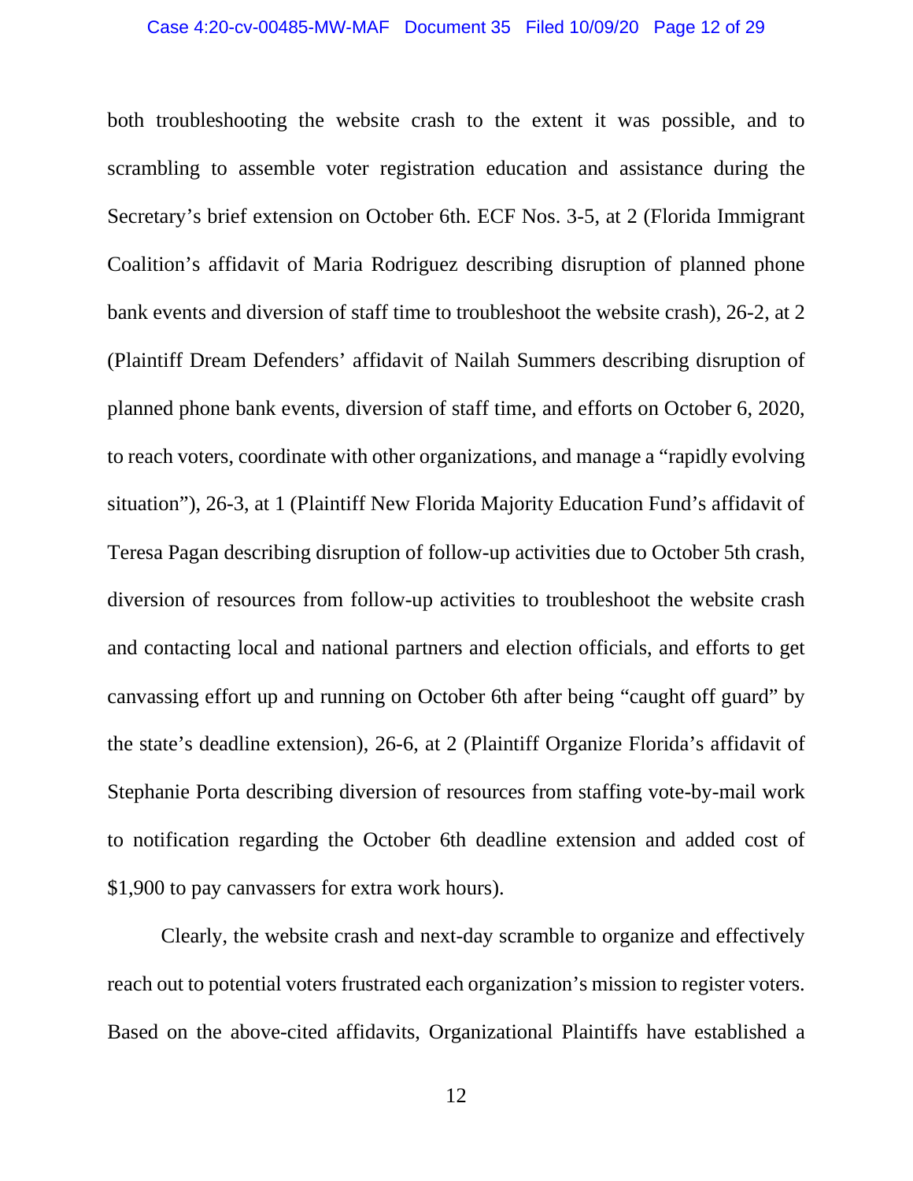both troubleshooting the website crash to the extent it was possible, and to scrambling to assemble voter registration education and assistance during the Secretary's brief extension on October 6th. ECF Nos. 3-5, at 2 (Florida Immigrant Coalition's affidavit of Maria Rodriguez describing disruption of planned phone bank events and diversion of staff time to troubleshoot the website crash), 26-2, at 2 (Plaintiff Dream Defenders' affidavit of Nailah Summers describing disruption of planned phone bank events, diversion of staff time, and efforts on October 6, 2020, to reach voters, coordinate with other organizations, and manage a "rapidly evolving situation"), 26-3, at 1 (Plaintiff New Florida Majority Education Fund's affidavit of Teresa Pagan describing disruption of follow-up activities due to October 5th crash, diversion of resources from follow-up activities to troubleshoot the website crash and contacting local and national partners and election officials, and efforts to get canvassing effort up and running on October 6th after being "caught off guard" by the state's deadline extension), 26-6, at 2 (Plaintiff Organize Florida's affidavit of Stephanie Porta describing diversion of resources from staffing vote-by-mail work to notification regarding the October 6th deadline extension and added cost of $1,900 to pay canvassers for extra work hours).

Clearly, the website crash and next-day scramble to organize and effectively reach out to potential voters frustrated each organization's mission to register voters. Based on the above-cited affidavits, Organizational Plaintiffs have established a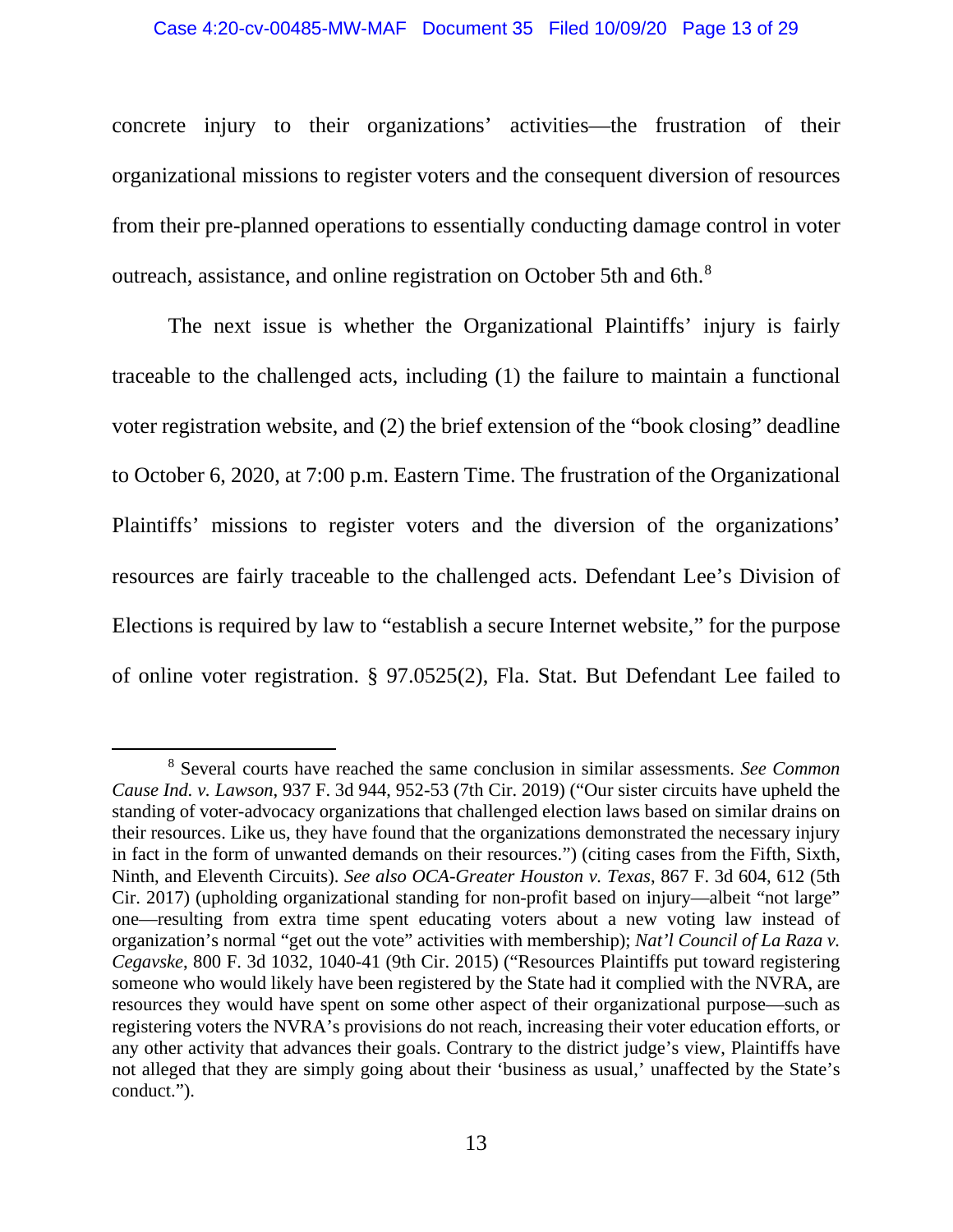concrete injury to their organizations' activities—the frustration of their organizational missions to register voters and the consequent diversion of resources from their pre-planned operations to essentially conducting damage control in voter outreach, assistance, and online registration on October 5th and 6th.[8]

The next issue is whether the Organizational Plaintiffs' injury is fairly traceable to the challenged acts, including (1) the failure to maintain a functional voter registration website, and (2) the brief extension of the "book closing" deadline to October 6, 2020, at 7:00 p.m. Eastern Time. The frustration of the Organizational Plaintiffs' missions to register voters and the diversion of the organizations' resources are fairly traceable to the challenged acts. Defendant Lee's Division of Elections is required by law to "establish a secure Internet website," for the purpose of online voter registration. § 97.0525(2), Fla. Stat. But Defendant Lee failed to

---

[8] Several courts have reached the same conclusion in similar assessments. *See Common Cause Ind. v. Lawson*, 937 F. 3d 944, 952-53 (7th Cir. 2019) ("Our sister circuits have upheld the standing of voter-advocacy organizations that challenged election laws based on similar drains on their resources. Like us, they have found that the organizations demonstrated the necessary injury in fact in the form of unwanted demands on their resources.") (citing cases from the Fifth, Sixth, Ninth, and Eleventh Circuits). *See also OCA-Greater Houston v. Texas*, 867 F. 3d 604, 612 (5th Cir. 2017) (upholding organizational standing for non-profit based on injury—albeit "not large" one—resulting from extra time spent educating voters about a new voting law instead of organization's normal "get out the vote" activities with membership); *Nat'l Council of La Raza v. Cegavske*, 800 F. 3d 1032, 1040-41 (9th Cir. 2015) ("Resources Plaintiffs put toward registering someone who would likely have been registered by the State had it complied with the NVRA, are resources they would have spent on some other aspect of their organizational purpose—such as registering voters the NVRA's provisions do not reach, increasing their voter education efforts, or any other activity that advances their goals. Contrary to the district judge's view, Plaintiffs have not alleged that they are simply going about their 'business as usual,' unaffected by the State's conduct.").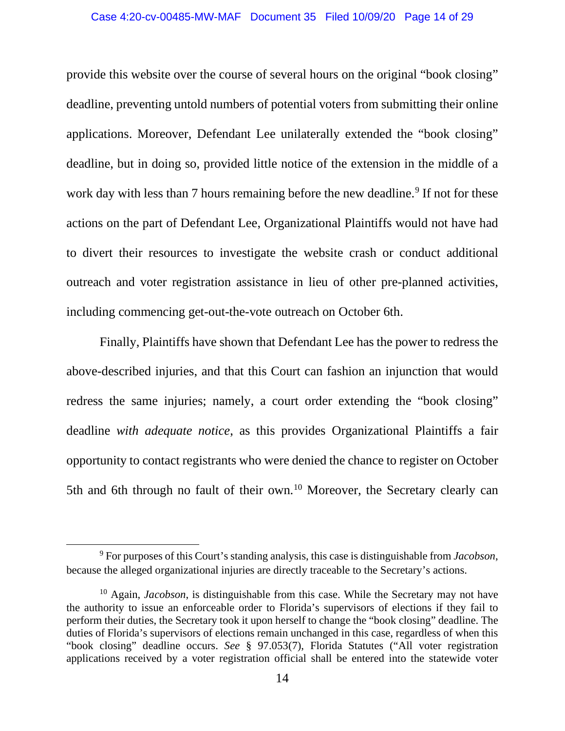provide this website over the course of several hours on the original "book closing" deadline, preventing untold numbers of potential voters from submitting their online applications. Moreover, Defendant Lee unilaterally extended the "book closing" deadline, but in doing so, provided little notice of the extension in the middle of a work day with less than 7 hours remaining before the new deadline.[9] If not for these actions on the part of Defendant Lee, Organizational Plaintiffs would not have had to divert their resources to investigate the website crash or conduct additional outreach and voter registration assistance in lieu of other pre-planned activities, including commencing get-out-the-vote outreach on October 6th.

Finally, Plaintiffs have shown that Defendant Lee has the power to redress the above-described injuries, and that this Court can fashion an injunction that would redress the same injuries; namely, a court order extending the "book closing" deadline *with adequate notice*, as this provides Organizational Plaintiffs a fair opportunity to contact registrants who were denied the chance to register on October 5th and 6th through no fault of their own.[10] Moreover, the Secretary clearly can

---

[9] For purposes of this Court's standing analysis, this case is distinguishable from *Jacobson*, because the alleged organizational injuries are directly traceable to the Secretary's actions.

[10] Again, *Jacobson*, is distinguishable from this case. While the Secretary may not have the authority to issue an enforceable order to Florida's supervisors of elections if they fail to perform their duties, the Secretary took it upon herself to change the "book closing" deadline. The duties of Florida's supervisors of elections remain unchanged in this case, regardless of when this "book closing" deadline occurs. *See* § 97.053(7), Florida Statutes ("All voter registration applications received by a voter registration official shall be entered into the statewide voter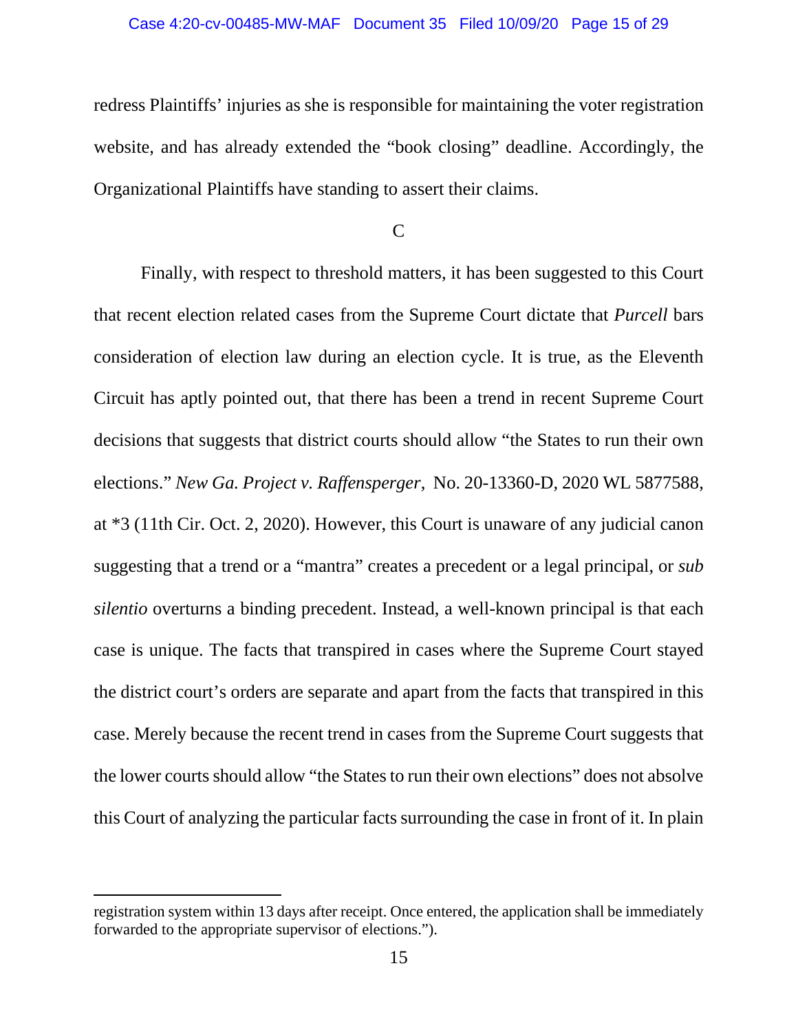redress Plaintiffs' injuries as she is responsible for maintaining the voter registration website, and has already extended the "book closing" deadline. Accordingly, the Organizational Plaintiffs have standing to assert their claims.

C

Finally, with respect to threshold matters, it has been suggested to this Court that recent election related cases from the Supreme Court dictate that *Purcell* bars consideration of election law during an election cycle. It is true, as the Eleventh Circuit has aptly pointed out, that there has been a trend in recent Supreme Court decisions that suggests that district courts should allow "the States to run their own elections." *New Ga. Project v. Raffensperger*, No. 20-13360-D, 2020 WL 5877588, at *3 (11th Cir. Oct. 2, 2020). However, this Court is unaware of any judicial canon suggesting that a trend or a "mantra" creates a precedent or a legal principal, or *sub silentio* overturns a binding precedent. Instead, a well-known principal is that each case is unique. The facts that transpired in cases where the Supreme Court stayed the district court's orders are separate and apart from the facts that transpired in this case. Merely because the recent trend in cases from the Supreme Court suggests that the lower courts should allow "the States to run their own elections" does not absolve this Court of analyzing the particular facts surrounding the case in front of it. In plain

---

registration system within 13 days after receipt. Once entered, the application shall be immediately forwarded to the appropriate supervisor of elections.").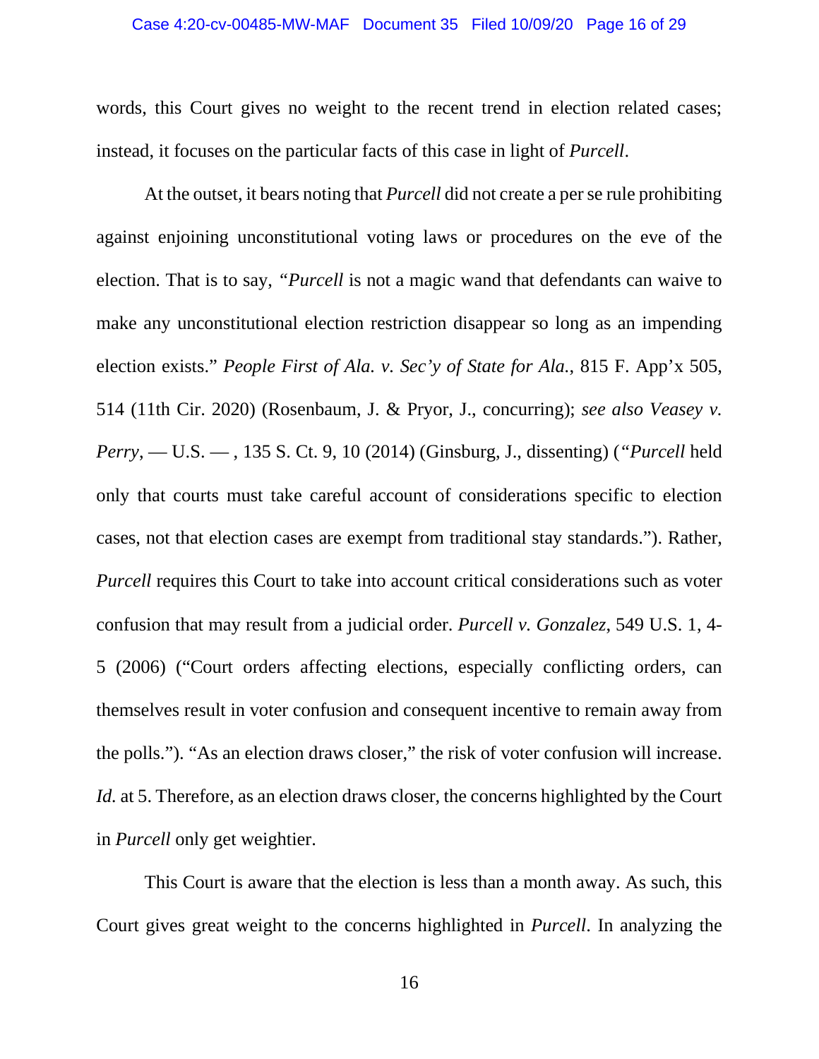words, this Court gives no weight to the recent trend in election related cases; instead, it focuses on the particular facts of this case in light of *Purcell*.

At the outset, it bears noting that *Purcell* did not create a per se rule prohibiting against enjoining unconstitutional voting laws or procedures on the eve of the election. That is to say, "*Purcell* is not a magic wand that defendants can waive to make any unconstitutional election restriction disappear so long as an impending election exists." *People First of Ala. v. Sec'y of State for Ala.*, 815 F. App'x 505, 514 (11th Cir. 2020) (Rosenbaum, J. & Pryor, J., concurring); *see also Veasey v. Perry*, — U.S. — , 135 S. Ct. 9, 10 (2014) (Ginsburg, J., dissenting) ("*Purcell* held only that courts must take careful account of considerations specific to election cases, not that election cases are exempt from traditional stay standards."). Rather, *Purcell* requires this Court to take into account critical considerations such as voter confusion that may result from a judicial order. *Purcell v. Gonzalez*, 549 U.S. 1, 4-5 (2006) ("Court orders affecting elections, especially conflicting orders, can themselves result in voter confusion and consequent incentive to remain away from the polls."). "As an election draws closer," the risk of voter confusion will increase. *Id.* at 5. Therefore, as an election draws closer, the concerns highlighted by the Court in *Purcell* only get weightier.

This Court is aware that the election is less than a month away. As such, this Court gives great weight to the concerns highlighted in *Purcell*. In analyzing the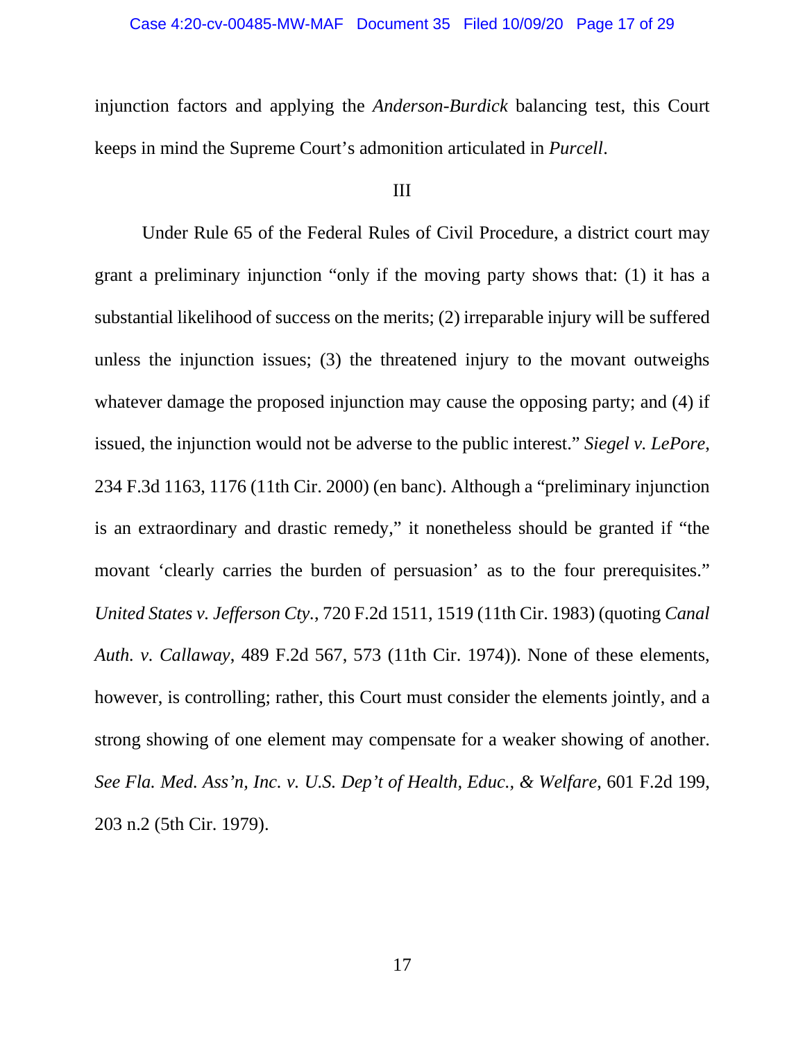injunction factors and applying the *Anderson-Burdick* balancing test, this Court keeps in mind the Supreme Court's admonition articulated in *Purcell*.

III

Under Rule 65 of the Federal Rules of Civil Procedure, a district court may grant a preliminary injunction "only if the moving party shows that: (1) it has a substantial likelihood of success on the merits; (2) irreparable injury will be suffered unless the injunction issues; (3) the threatened injury to the movant outweighs whatever damage the proposed injunction may cause the opposing party; and (4) if issued, the injunction would not be adverse to the public interest." *Siegel v. LePore*, 234 F.3d 1163, 1176 (11th Cir. 2000) (en banc). Although a "preliminary injunction is an extraordinary and drastic remedy," it nonetheless should be granted if "the movant 'clearly carries the burden of persuasion' as to the four prerequisites." *United States v. Jefferson Cty.*, 720 F.2d 1511, 1519 (11th Cir. 1983) (quoting *Canal Auth. v. Callaway*, 489 F.2d 567, 573 (11th Cir. 1974)). None of these elements, however, is controlling; rather, this Court must consider the elements jointly, and a strong showing of one element may compensate for a weaker showing of another. *See Fla. Med. Ass'n, Inc. v. U.S. Dep't of Health, Educ., & Welfare*, 601 F.2d 199, 203 n.2 (5th Cir. 1979).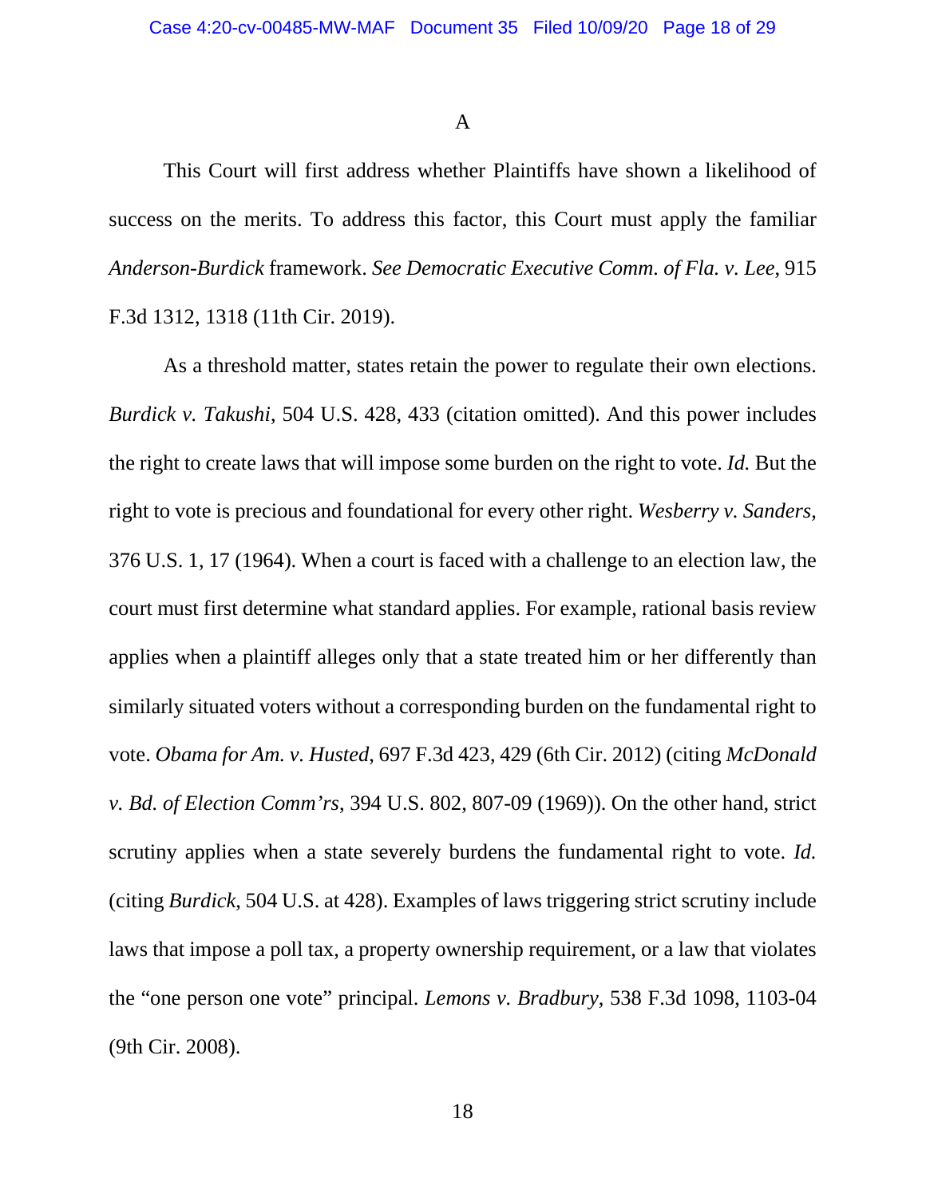### A

This Court will first address whether Plaintiffs have shown a likelihood of success on the merits. To address this factor, this Court must apply the familiar *Anderson-Burdick* framework. *See Democratic Executive Comm. of Fla. v. Lee*, 915 F.3d 1312, 1318 (11th Cir. 2019).

As a threshold matter, states retain the power to regulate their own elections. *Burdick v. Takushi*, 504 U.S. 428, 433 (citation omitted). And this power includes the right to create laws that will impose some burden on the right to vote. *Id.* But the right to vote is precious and foundational for every other right. *Wesberry v. Sanders*, 376 U.S. 1, 17 (1964). When a court is faced with a challenge to an election law, the court must first determine what standard applies. For example, rational basis review applies when a plaintiff alleges only that a state treated him or her differently than similarly situated voters without a corresponding burden on the fundamental right to vote. *Obama for Am. v. Husted*, 697 F.3d 423, 429 (6th Cir. 2012) (citing *McDonald v. Bd. of Election Comm'rs*, 394 U.S. 802, 807-09 (1969)). On the other hand, strict scrutiny applies when a state severely burdens the fundamental right to vote. *Id.* (citing *Burdick*, 504 U.S. at 428). Examples of laws triggering strict scrutiny include laws that impose a poll tax, a property ownership requirement, or a law that violates the "one person one vote" principal. *Lemons v. Bradbury*, 538 F.3d 1098, 1103-04 (9th Cir. 2008).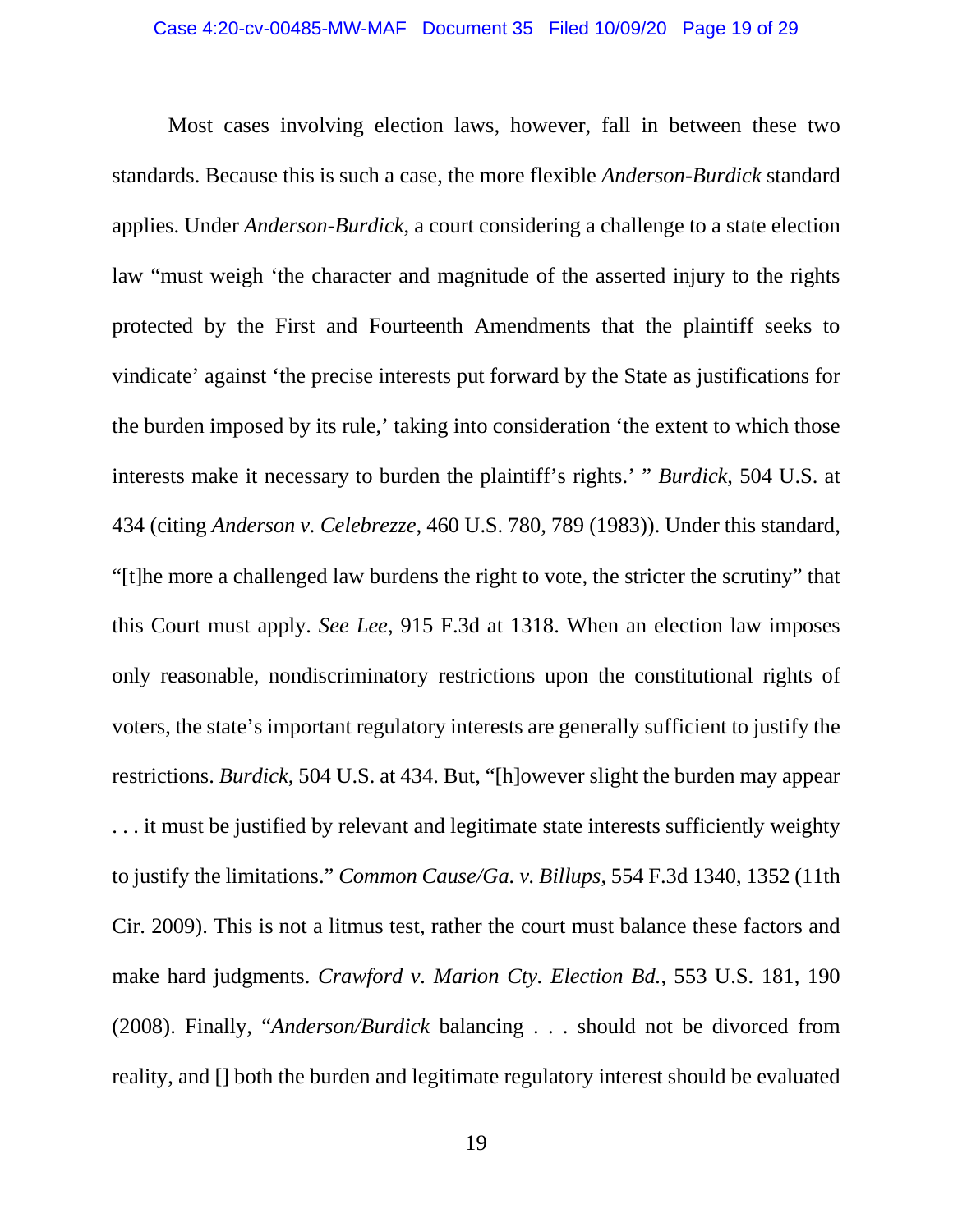Most cases involving election laws, however, fall in between these two standards. Because this is such a case, the more flexible *Anderson-Burdick* standard applies. Under *Anderson-Burdick*, a court considering a challenge to a state election law "must weigh 'the character and magnitude of the asserted injury to the rights protected by the First and Fourteenth Amendments that the plaintiff seeks to vindicate' against 'the precise interests put forward by the State as justifications for the burden imposed by its rule,' taking into consideration 'the extent to which those interests make it necessary to burden the plaintiff's rights.' " *Burdick*, 504 U.S. at 434 (citing *Anderson v. Celebrezze*, 460 U.S. 780, 789 (1983)). Under this standard, "[t]he more a challenged law burdens the right to vote, the stricter the scrutiny" that this Court must apply. *See Lee*, 915 F.3d at 1318. When an election law imposes only reasonable, nondiscriminatory restrictions upon the constitutional rights of voters, the state's important regulatory interests are generally sufficient to justify the restrictions. *Burdick*, 504 U.S. at 434. But, "[h]owever slight the burden may appear . . . it must be justified by relevant and legitimate state interests sufficiently weighty to justify the limitations." *Common Cause/Ga. v. Billups*, 554 F.3d 1340, 1352 (11th Cir. 2009). This is not a litmus test, rather the court must balance these factors and make hard judgments. *Crawford v. Marion Cty. Election Bd.*, 553 U.S. 181, 190 (2008). Finally, "*Anderson/Burdick* balancing . . . should not be divorced from reality, and [] both the burden and legitimate regulatory interest should be evaluated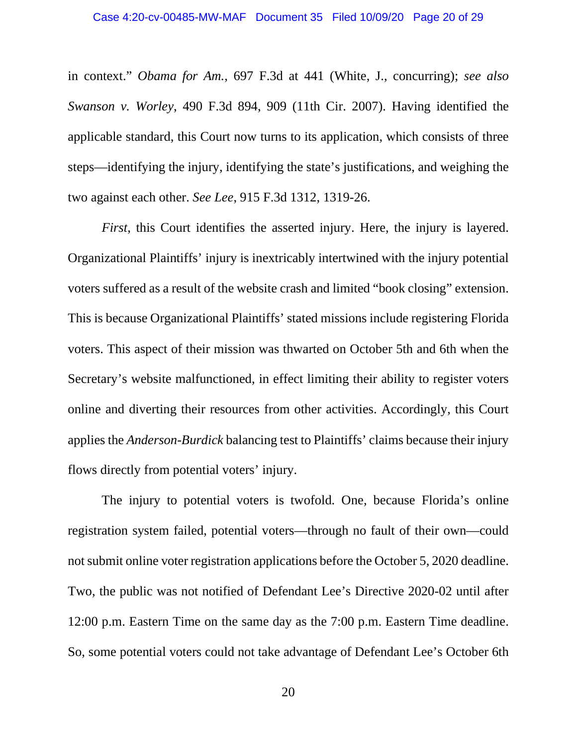in context." *Obama for Am.*, 697 F.3d at 441 (White, J., concurring); *see also Swanson v. Worley*, 490 F.3d 894, 909 (11th Cir. 2007). Having identified the applicable standard, this Court now turns to its application, which consists of three steps—identifying the injury, identifying the state's justifications, and weighing the two against each other. *See Lee*, 915 F.3d 1312, 1319-26.

*First*, this Court identifies the asserted injury. Here, the injury is layered. Organizational Plaintiffs' injury is inextricably intertwined with the injury potential voters suffered as a result of the website crash and limited "book closing" extension. This is because Organizational Plaintiffs' stated missions include registering Florida voters. This aspect of their mission was thwarted on October 5th and 6th when the Secretary's website malfunctioned, in effect limiting their ability to register voters online and diverting their resources from other activities. Accordingly, this Court applies the *Anderson-Burdick* balancing test to Plaintiffs' claims because their injury flows directly from potential voters' injury.

The injury to potential voters is twofold. One, because Florida's online registration system failed, potential voters—through no fault of their own—could not submit online voter registration applications before the October 5, 2020 deadline. Two, the public was not notified of Defendant Lee's Directive 2020-02 until after 12:00 p.m. Eastern Time on the same day as the 7:00 p.m. Eastern Time deadline. So, some potential voters could not take advantage of Defendant Lee's October 6th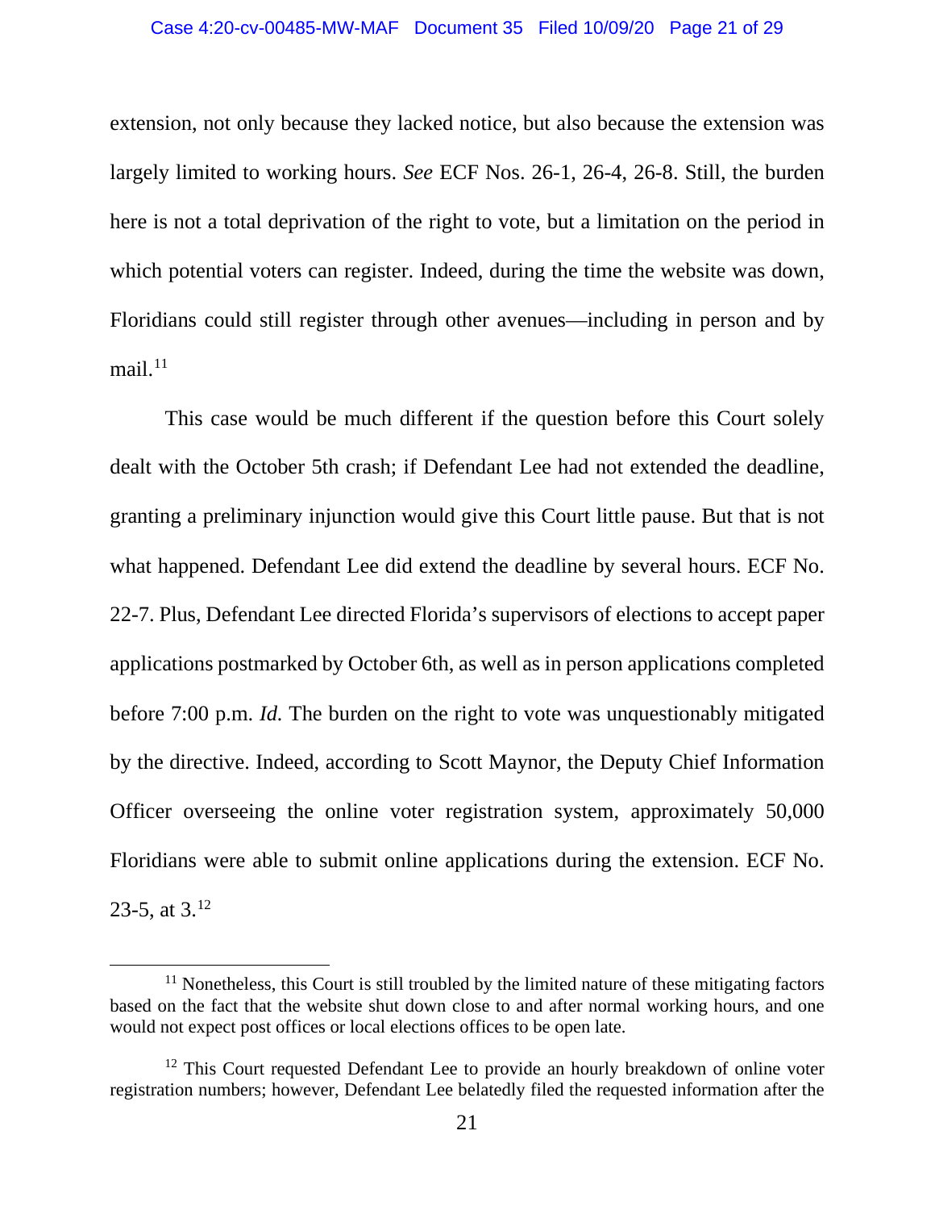extension, not only because they lacked notice, but also because the extension was largely limited to working hours. *See* ECF Nos. 26-1, 26-4, 26-8. Still, the burden here is not a total deprivation of the right to vote, but a limitation on the period in which potential voters can register. Indeed, during the time the website was down, Floridians could still register through other avenues—including in person and by mail.[11]

This case would be much different if the question before this Court solely dealt with the October 5th crash; if Defendant Lee had not extended the deadline, granting a preliminary injunction would give this Court little pause. But that is not what happened. Defendant Lee did extend the deadline by several hours. ECF No. 22-7. Plus, Defendant Lee directed Florida's supervisors of elections to accept paper applications postmarked by October 6th, as well as in person applications completed before 7:00 p.m. *Id.* The burden on the right to vote was unquestionably mitigated by the directive. Indeed, according to Scott Maynor, the Deputy Chief Information Officer overseeing the online voter registration system, approximately 50,000 Floridians were able to submit online applications during the extension. ECF No. 23-5, at 3.[12]

---

[11] Nonetheless, this Court is still troubled by the limited nature of these mitigating factors based on the fact that the website shut down close to and after normal working hours, and one would not expect post offices or local elections offices to be open late.

[12] This Court requested Defendant Lee to provide an hourly breakdown of online voter registration numbers; however, Defendant Lee belatedly filed the requested information after the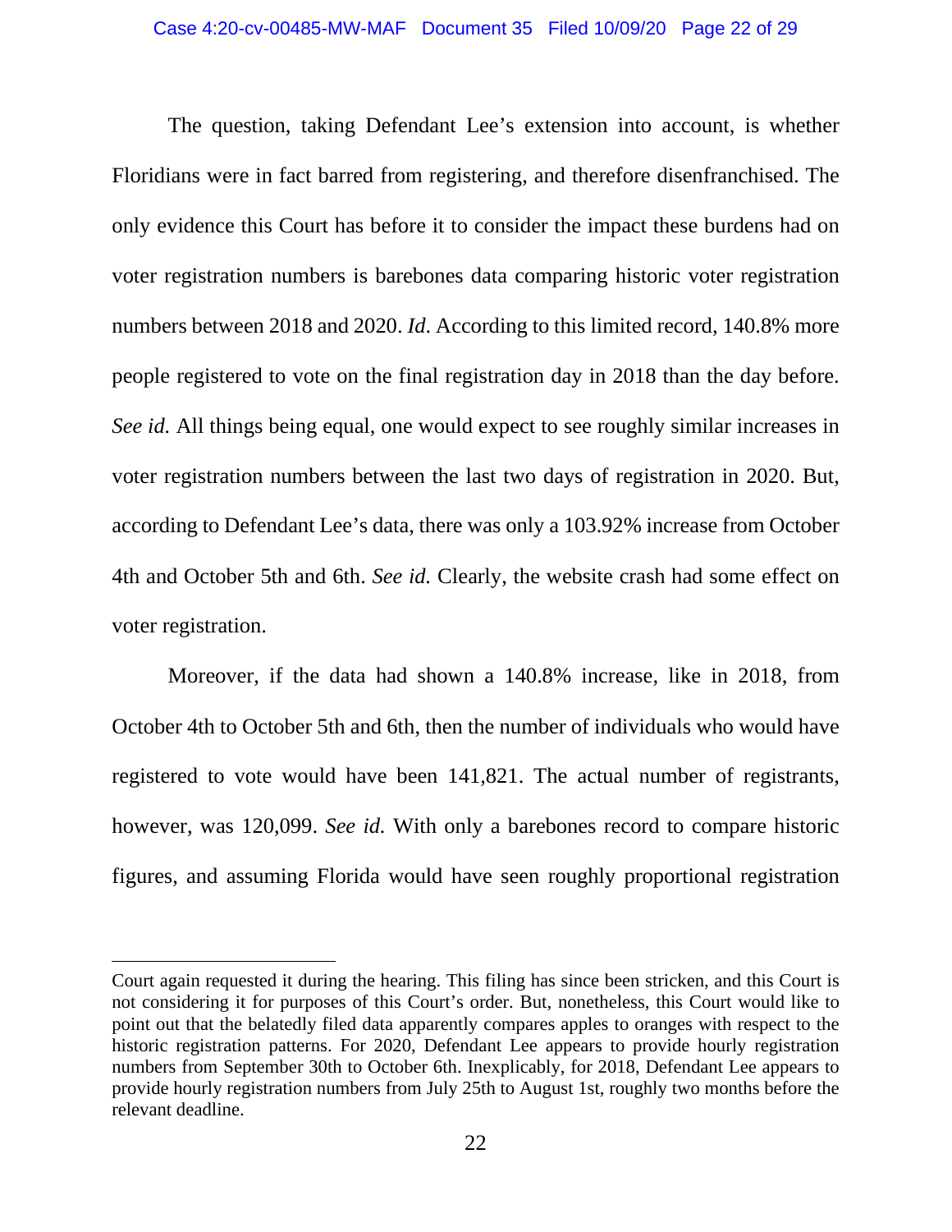The question, taking Defendant Lee's extension into account, is whether Floridians were in fact barred from registering, and therefore disenfranchised. The only evidence this Court has before it to consider the impact these burdens had on voter registration numbers is barebones data comparing historic voter registration numbers between 2018 and 2020. *Id*. According to this limited record, 140.8% more people registered to vote on the final registration day in 2018 than the day before. *See id.* All things being equal, one would expect to see roughly similar increases in voter registration numbers between the last two days of registration in 2020. But, according to Defendant Lee's data, there was only a 103.92% increase from October 4th and October 5th and 6th. *See id.* Clearly, the website crash had some effect on voter registration.

Moreover, if the data had shown a 140.8% increase, like in 2018, from October 4th to October 5th and 6th, then the number of individuals who would have registered to vote would have been 141,821. The actual number of registrants, however, was 120,099. *See id.* With only a barebones record to compare historic figures, and assuming Florida would have seen roughly proportional registration

---

Court again requested it during the hearing. This filing has since been stricken, and this Court is not considering it for purposes of this Court's order. But, nonetheless, this Court would like to point out that the belatedly filed data apparently compares apples to oranges with respect to the historic registration patterns. For 2020, Defendant Lee appears to provide hourly registration numbers from September 30th to October 6th. Inexplicably, for 2018, Defendant Lee appears to provide hourly registration numbers from July 25th to August 1st, roughly two months before the relevant deadline.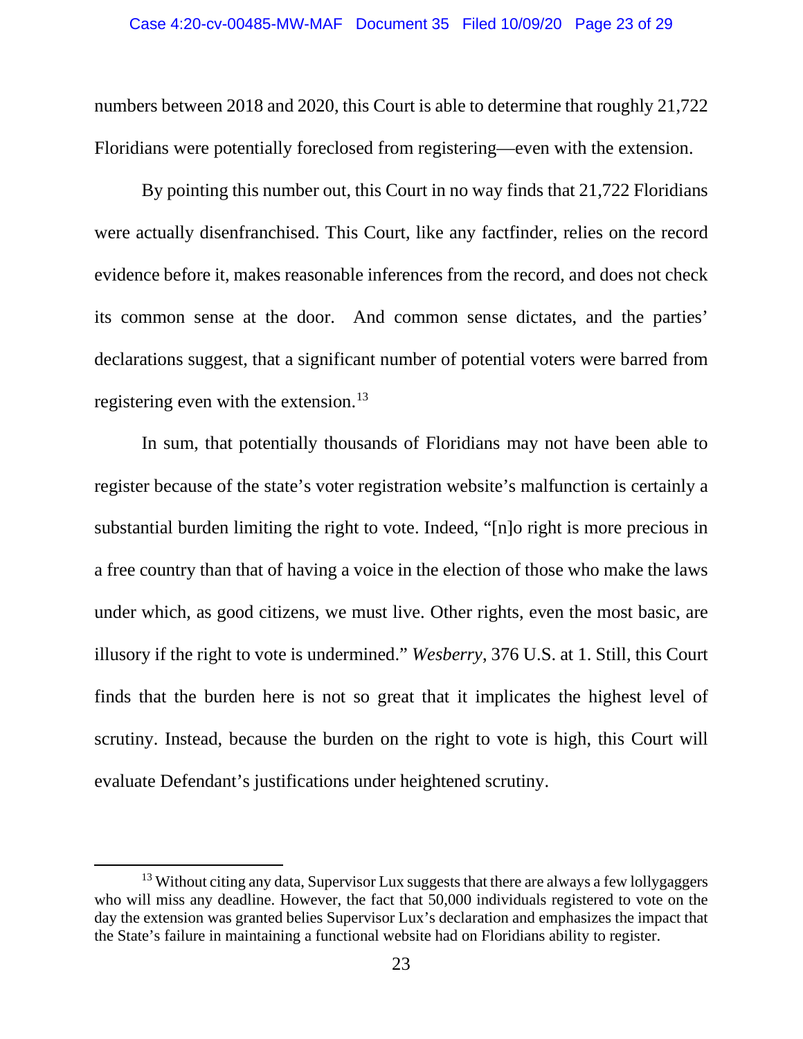numbers between 2018 and 2020, this Court is able to determine that roughly 21,722 Floridians were potentially foreclosed from registering—even with the extension.

By pointing this number out, this Court in no way finds that 21,722 Floridians were actually disenfranchised. This Court, like any factfinder, relies on the record evidence before it, makes reasonable inferences from the record, and does not check its common sense at the door. And common sense dictates, and the parties' declarations suggest, that a significant number of potential voters were barred from registering even with the extension.[13]

In sum, that potentially thousands of Floridians may not have been able to register because of the state's voter registration website's malfunction is certainly a substantial burden limiting the right to vote. Indeed, "[n]o right is more precious in a free country than that of having a voice in the election of those who make the laws under which, as good citizens, we must live. Other rights, even the most basic, are illusory if the right to vote is undermined." *Wesberry*, 376 U.S. at 1. Still, this Court finds that the burden here is not so great that it implicates the highest level of scrutiny. Instead, because the burden on the right to vote is high, this Court will evaluate Defendant's justifications under heightened scrutiny.

---

[13] Without citing any data, Supervisor Lux suggests that there are always a few lollygaggers who will miss any deadline. However, the fact that 50,000 individuals registered to vote on the day the extension was granted belies Supervisor Lux's declaration and emphasizes the impact that the State's failure in maintaining a functional website had on Floridians ability to register.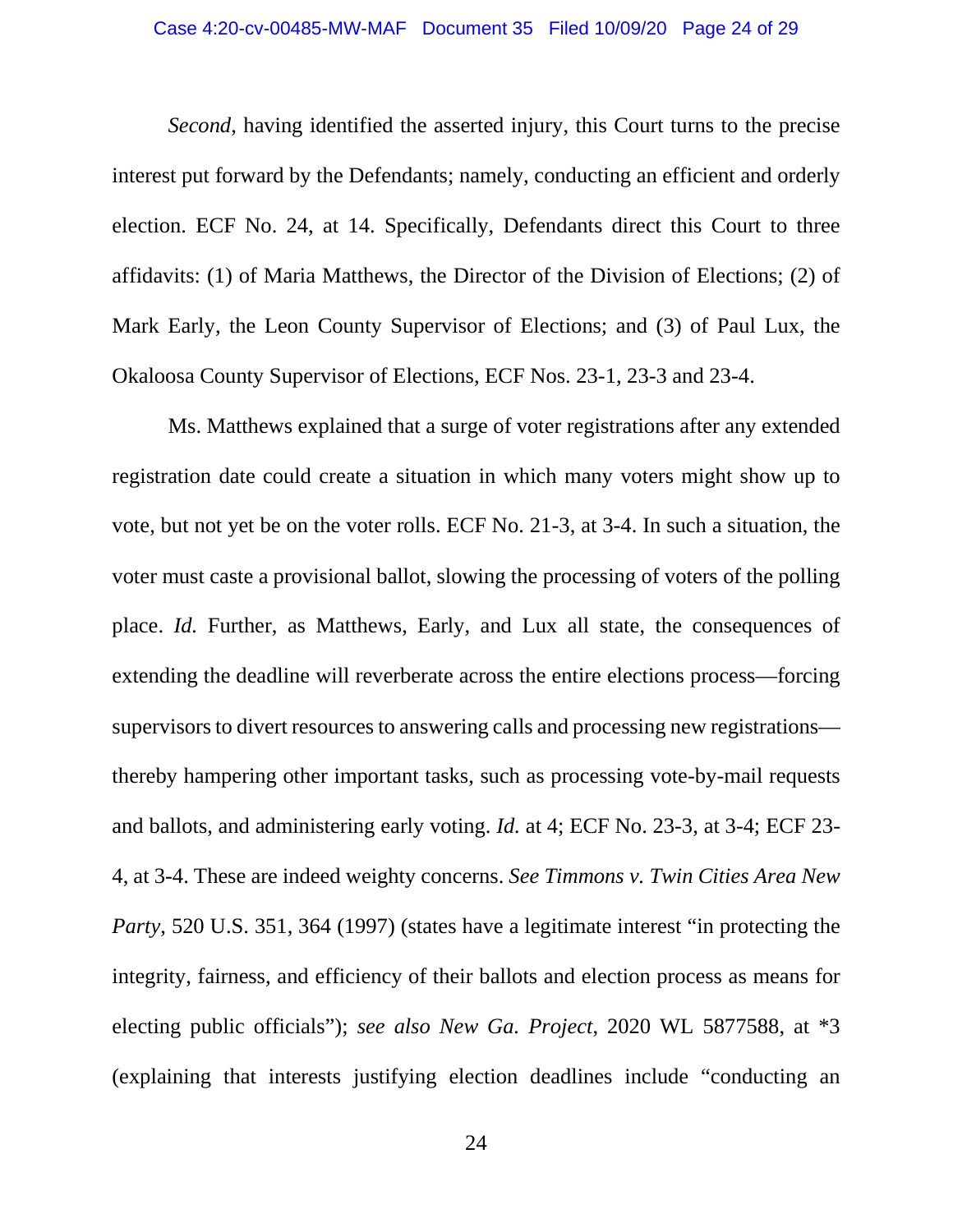*Second*, having identified the asserted injury, this Court turns to the precise interest put forward by the Defendants; namely, conducting an efficient and orderly election. ECF No. 24, at 14. Specifically, Defendants direct this Court to three affidavits: (1) of Maria Matthews, the Director of the Division of Elections; (2) of Mark Early, the Leon County Supervisor of Elections; and (3) of Paul Lux, the Okaloosa County Supervisor of Elections, ECF Nos. 23-1, 23-3 and 23-4.

Ms. Matthews explained that a surge of voter registrations after any extended registration date could create a situation in which many voters might show up to vote, but not yet be on the voter rolls. ECF No. 21-3, at 3-4. In such a situation, the voter must caste a provisional ballot, slowing the processing of voters of the polling place. *Id.* Further, as Matthews, Early, and Lux all state, the consequences of extending the deadline will reverberate across the entire elections process—forcing supervisors to divert resources to answering calls and processing new registrations—thereby hampering other important tasks, such as processing vote-by-mail requests and ballots, and administering early voting. *Id.* at 4; ECF No. 23-3, at 3-4; ECF 23-4, at 3-4. These are indeed weighty concerns. *See Timmons v. Twin Cities Area New Party*, 520 U.S. 351, 364 (1997) (states have a legitimate interest "in protecting the integrity, fairness, and efficiency of their ballots and election process as means for electing public officials"); *see also New Ga. Project*, 2020 WL 5877588, at *3 (explaining that interests justifying election deadlines include "conducting an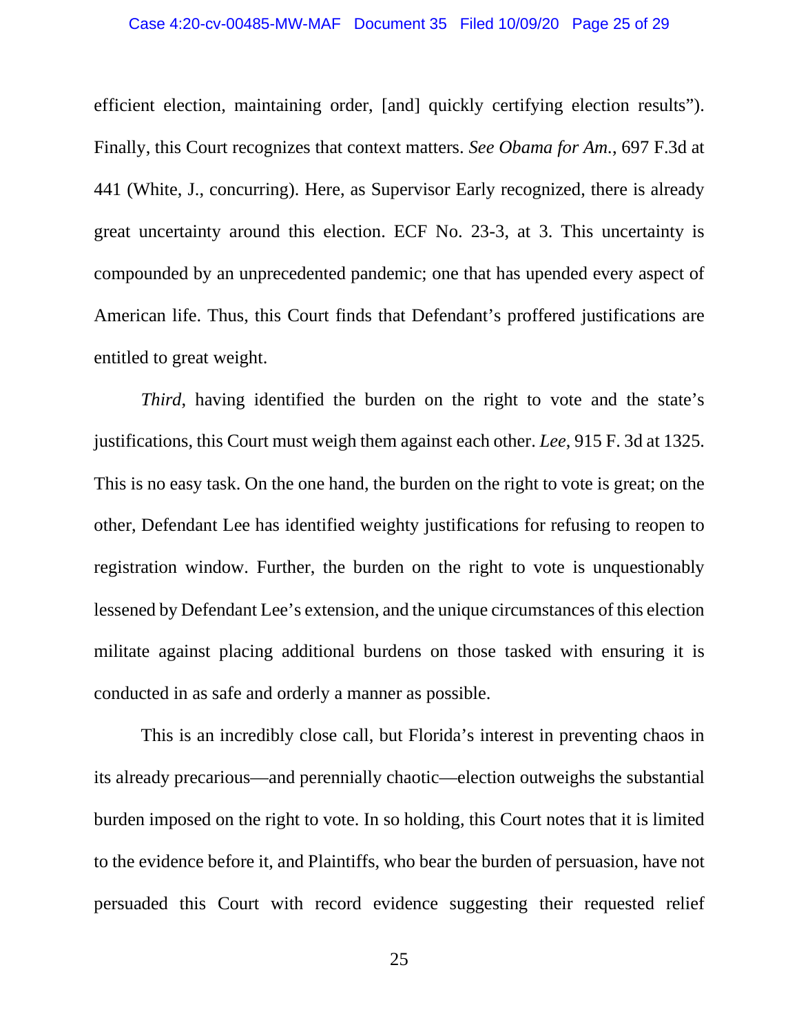efficient election, maintaining order, [and] quickly certifying election results"). Finally, this Court recognizes that context matters. *See Obama for Am.*, 697 F.3d at 441 (White, J., concurring). Here, as Supervisor Early recognized, there is already great uncertainty around this election. ECF No. 23-3, at 3. This uncertainty is compounded by an unprecedented pandemic; one that has upended every aspect of American life. Thus, this Court finds that Defendant's proffered justifications are entitled to great weight.

*Third*, having identified the burden on the right to vote and the state's justifications, this Court must weigh them against each other. *Lee*, 915 F. 3d at 1325. This is no easy task. On the one hand, the burden on the right to vote is great; on the other, Defendant Lee has identified weighty justifications for refusing to reopen to registration window. Further, the burden on the right to vote is unquestionably lessened by Defendant Lee's extension, and the unique circumstances of this election militate against placing additional burdens on those tasked with ensuring it is conducted in as safe and orderly a manner as possible.

This is an incredibly close call, but Florida's interest in preventing chaos in its already precarious—and perennially chaotic—election outweighs the substantial burden imposed on the right to vote. In so holding, this Court notes that it is limited to the evidence before it, and Plaintiffs, who bear the burden of persuasion, have not persuaded this Court with record evidence suggesting their requested relief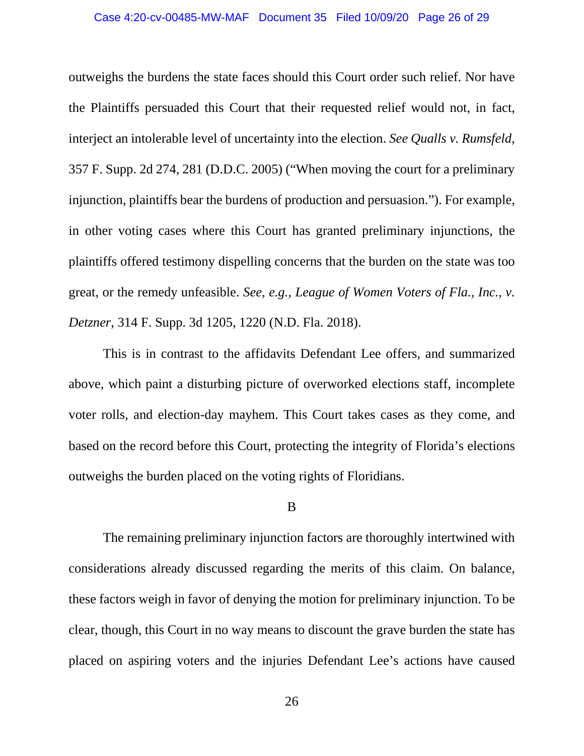outweighs the burdens the state faces should this Court order such relief. Nor have the Plaintiffs persuaded this Court that their requested relief would not, in fact, interject an intolerable level of uncertainty into the election. *See Qualls v. Rumsfeld*, 357 F. Supp. 2d 274, 281 (D.D.C. 2005) ("When moving the court for a preliminary injunction, plaintiffs bear the burdens of production and persuasion."). For example, in other voting cases where this Court has granted preliminary injunctions, the plaintiffs offered testimony dispelling concerns that the burden on the state was too great, or the remedy unfeasible. *See, e.g., League of Women Voters of Fla., Inc., v. Detzner*, 314 F. Supp. 3d 1205, 1220 (N.D. Fla. 2018).

This is in contrast to the affidavits Defendant Lee offers, and summarized above, which paint a disturbing picture of overworked elections staff, incomplete voter rolls, and election-day mayhem. This Court takes cases as they come, and based on the record before this Court, protecting the integrity of Florida's elections outweighs the burden placed on the voting rights of Floridians.

B

The remaining preliminary injunction factors are thoroughly intertwined with considerations already discussed regarding the merits of this claim. On balance, these factors weigh in favor of denying the motion for preliminary injunction. To be clear, though, this Court in no way means to discount the grave burden the state has placed on aspiring voters and the injuries Defendant Lee's actions have caused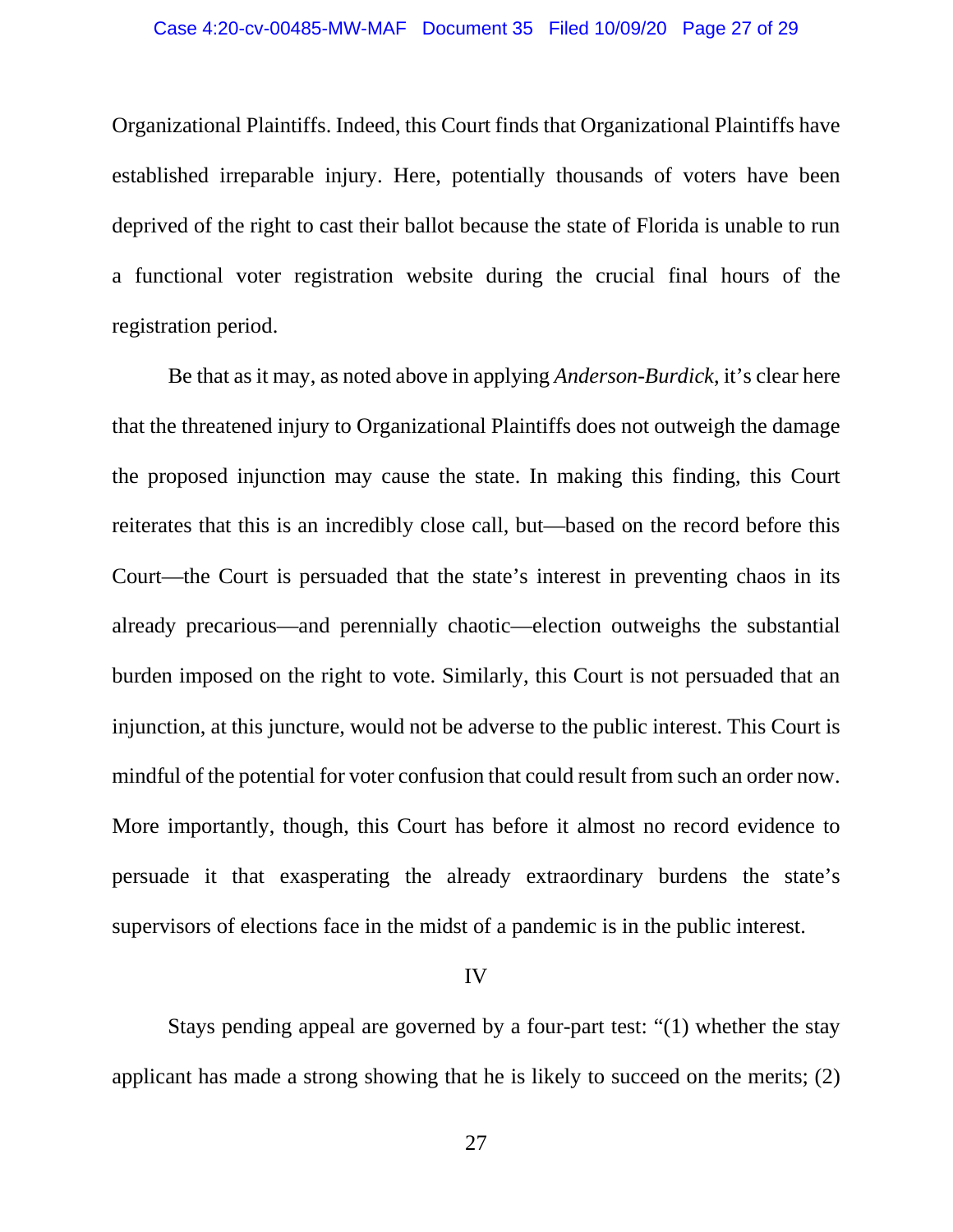Organizational Plaintiffs. Indeed, this Court finds that Organizational Plaintiffs have established irreparable injury. Here, potentially thousands of voters have been deprived of the right to cast their ballot because the state of Florida is unable to run a functional voter registration website during the crucial final hours of the registration period.

Be that as it may, as noted above in applying *Anderson-Burdick*, it's clear here that the threatened injury to Organizational Plaintiffs does not outweigh the damage the proposed injunction may cause the state. In making this finding, this Court reiterates that this is an incredibly close call, but—based on the record before this Court—the Court is persuaded that the state's interest in preventing chaos in its already precarious—and perennially chaotic—election outweighs the substantial burden imposed on the right to vote. Similarly, this Court is not persuaded that an injunction, at this juncture, would not be adverse to the public interest. This Court is mindful of the potential for voter confusion that could result from such an order now. More importantly, though, this Court has before it almost no record evidence to persuade it that exasperating the already extraordinary burdens the state's supervisors of elections face in the midst of a pandemic is in the public interest.

## IV

Stays pending appeal are governed by a four-part test: "(1) whether the stay applicant has made a strong showing that he is likely to succeed on the merits; (2)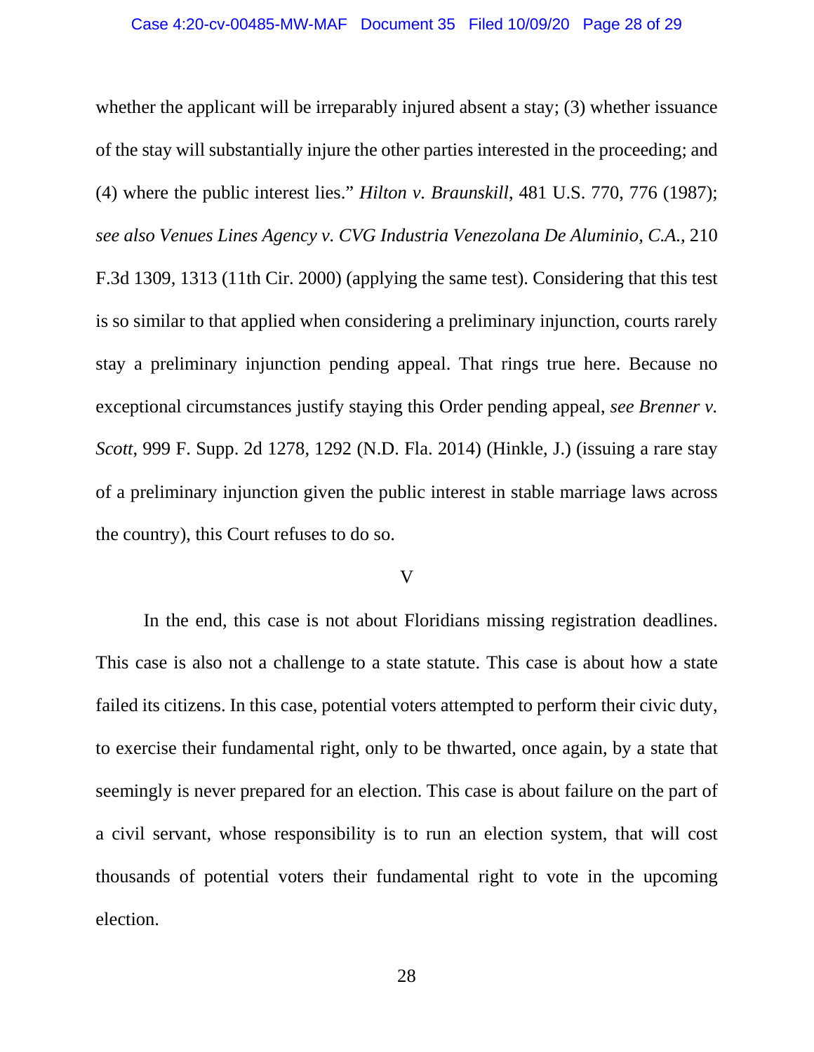whether the applicant will be irreparably injured absent a stay; (3) whether issuance of the stay will substantially injure the other parties interested in the proceeding; and (4) where the public interest lies." *Hilton v. Braunskill*, 481 U.S. 770, 776 (1987); *see also Venues Lines Agency v. CVG Industria Venezolana De Aluminio, C.A.*, 210 F.3d 1309, 1313 (11th Cir. 2000) (applying the same test). Considering that this test is so similar to that applied when considering a preliminary injunction, courts rarely stay a preliminary injunction pending appeal. That rings true here. Because no exceptional circumstances justify staying this Order pending appeal, *see Brenner v. Scott*, 999 F. Supp. 2d 1278, 1292 (N.D. Fla. 2014) (Hinkle, J.) (issuing a rare stay of a preliminary injunction given the public interest in stable marriage laws across the country), this Court refuses to do so.

V

In the end, this case is not about Floridians missing registration deadlines. This case is also not a challenge to a state statute. This case is about how a state failed its citizens. In this case, potential voters attempted to perform their civic duty, to exercise their fundamental right, only to be thwarted, once again, by a state that seemingly is never prepared for an election. This case is about failure on the part of a civil servant, whose responsibility is to run an election system, that will cost thousands of potential voters their fundamental right to vote in the upcoming election.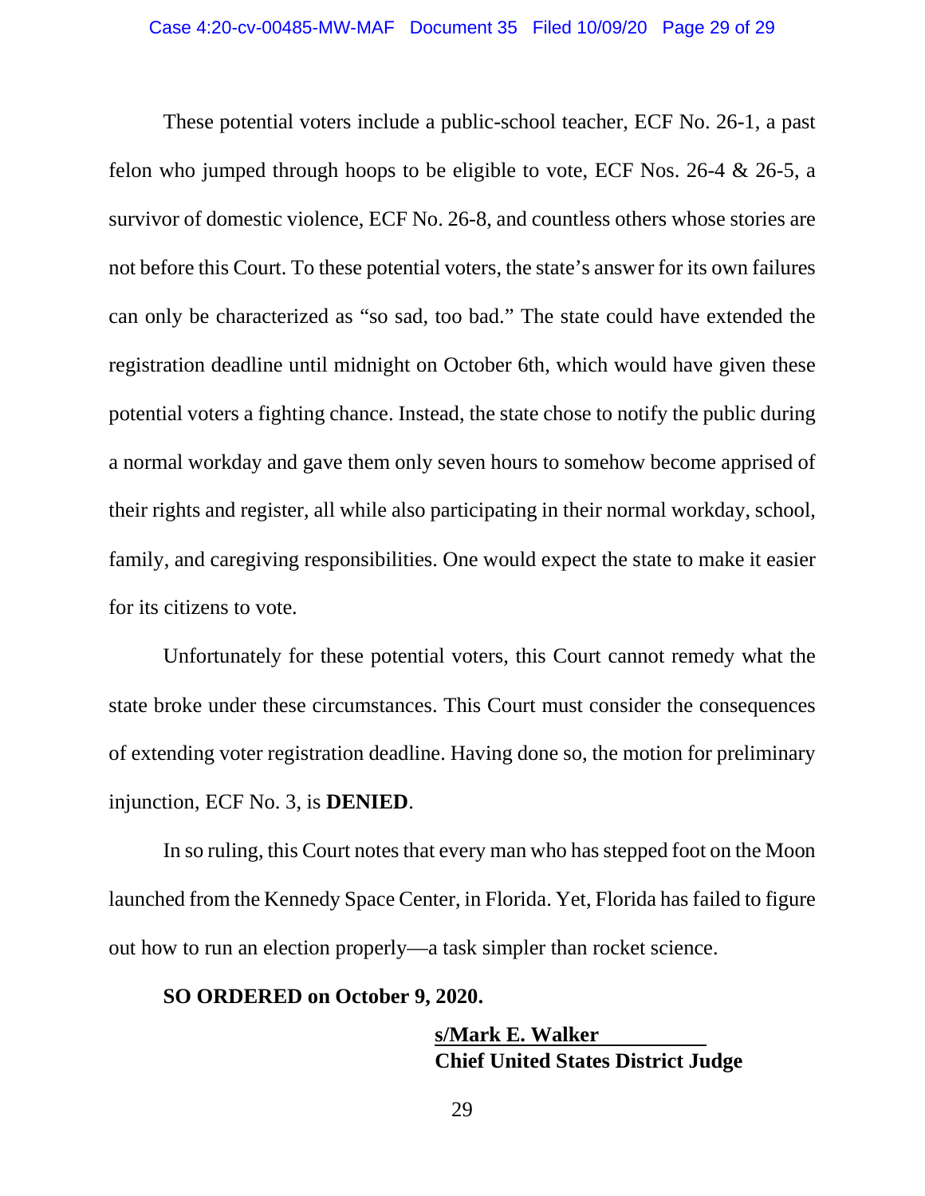These potential voters include a public-school teacher, ECF No. 26-1, a past felon who jumped through hoops to be eligible to vote, ECF Nos. 26-4 & 26-5, a survivor of domestic violence, ECF No. 26-8, and countless others whose stories are not before this Court. To these potential voters, the state's answer for its own failures can only be characterized as "so sad, too bad." The state could have extended the registration deadline until midnight on October 6th, which would have given these potential voters a fighting chance. Instead, the state chose to notify the public during a normal workday and gave them only seven hours to somehow become apprised of their rights and register, all while also participating in their normal workday, school, family, and caregiving responsibilities. One would expect the state to make it easier for its citizens to vote.

Unfortunately for these potential voters, this Court cannot remedy what the state broke under these circumstances. This Court must consider the consequences of extending voter registration deadline. Having done so, the motion for preliminary injunction, ECF No. 3, is **DENIED**.

In so ruling, this Court notes that every man who has stepped foot on the Moon launched from the Kennedy Space Center, in Florida. Yet, Florida has failed to figure out how to run an election properly—a task simpler than rocket science.

**SO ORDERED on October 9, 2020.**

**s/Mark E. Walker**
**Chief United States District Judge**